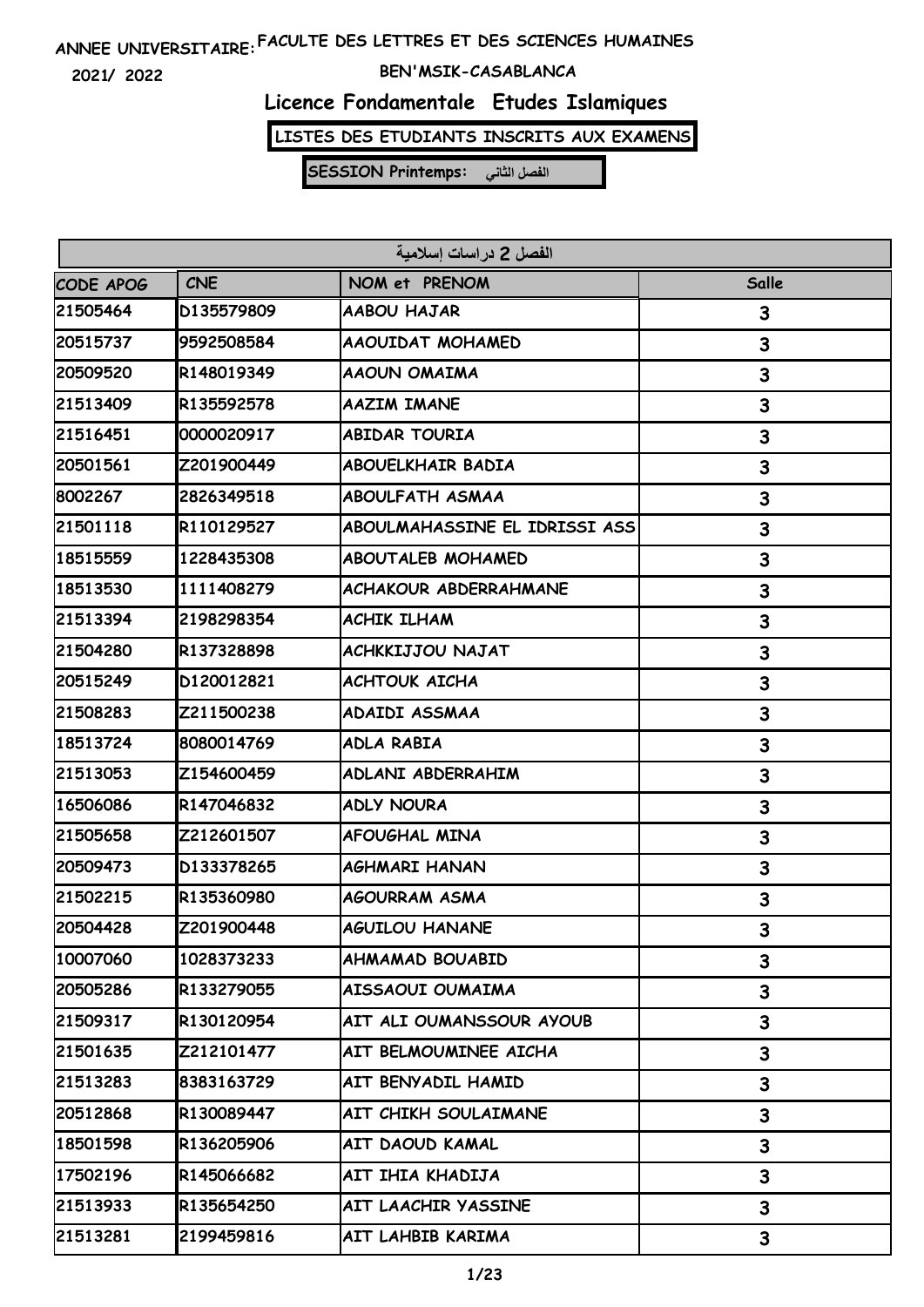ANNEE UNIVERSITAIRE: FACULTE DES LETTRES ET DES SCIENCES HUMAINES

2021/ 2022

BEN'MSIK-CASABLANCA

# Licence Fondamentale Etudes Islamiques

**LISTES DES ETUDIANTS INSCRITS AUX EXAMENS**

**SESSION Printemps: الفصل الثاني**

| الفصل 2 دراسات إسلامية | | | |
|---|---|---|---|
| CODE APOG | CNE | NOM et PRENOM | Salle |
| 21505464 | D135579809 | AABOU HAJAR | 3 |
| 20515737 | 9592508584 | AAOUIDAT MOHAMED | 3 |
| 20509520 | R148019349 | AAOUN OMAIMA | 3 |
| 21513409 | R135592578 | AAZIM IMANE | 3 |
| 21516451 | 0000020917 | ABIDAR TOURIA | 3 |
| 20501561 | Z201900449 | ABOUELKHAIR BADIA | 3 |
| 8002267 | 2826349518 | ABOULFATH ASMAA | 3 |
| 21501118 | R110129527 | ABOULMAHASSINE EL IDRISSI ASS | 3 |
| 18515559 | 1228435308 | ABOUTALEB MOHAMED | 3 |
| 18513530 | 1111408279 | ACHAKOUR ABDERRAHMANE | 3 |
| 21513394 | 2198298354 | ACHIK ILHAM | 3 |
| 21504280 | R137328898 | ACHKKIJJOU NAJAT | 3 |
| 20515249 | D120012821 | ACHTOUK AICHA | 3 |
| 21508283 | Z211500238 | ADAIDI ASSMAA | 3 |
| 18513724 | 8080014769 | ADLA RABIA | 3 |
| 21513053 | Z154600459 | ADLANI ABDERRAHIM | 3 |
| 16506086 | R147046832 | ADLY NOURA | 3 |
| 21505658 | Z212601507 | AFOUGHAL MINA | 3 |
| 20509473 | D133378265 | AGHMARI HANAN | 3 |
| 21502215 | R135360980 | AGOURRAM ASMA | 3 |
| 20504428 | Z201900448 | AGUILOU HANANE | 3 |
| 10007060 | 1028373233 | AHMAMAD BOUABID | 3 |
| 20505286 | R133279055 | AISSAOUI OUMAIMA | 3 |
| 21509317 | R130120954 | AIT ALI OUMANSSOUR AYOUB | 3 |
| 21501635 | Z212101477 | AIT BELMOUMINEE AICHA | 3 |
| 21513283 | 8383163729 | AIT BENYADIL HAMID | 3 |
| 20512868 | R130089447 | AIT CHIKH SOULAIMANE | 3 |
| 18501598 | R136205906 | AIT DAOUD KAMAL | 3 |
| 17502196 | R145066682 | AIT IHIA KHADIJA | 3 |
| 21513933 | R135654250 | AIT LAACHIR YASSINE | 3 |
| 21513281 | 2199459816 | AIT LAHBIB KARIMA | 3 |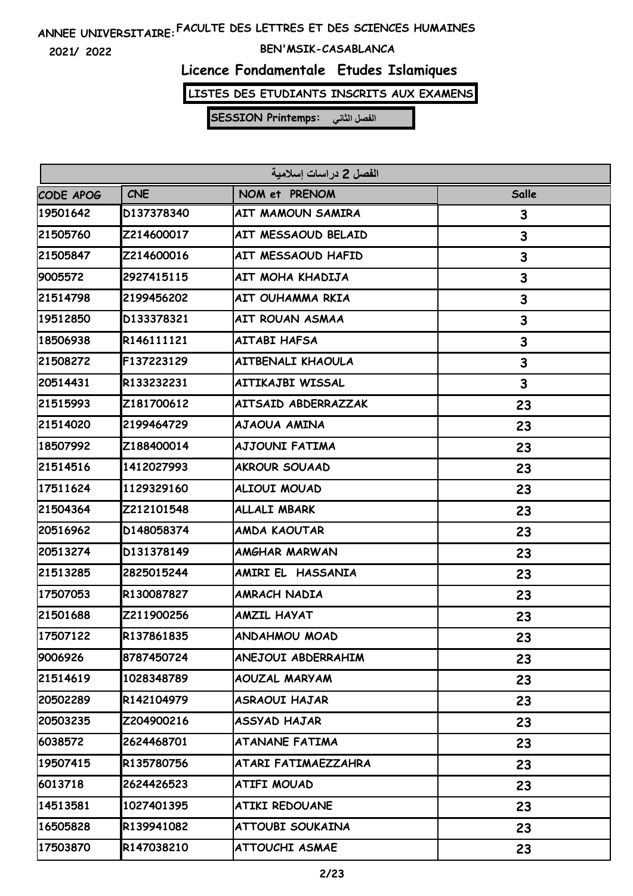ANNEE UNIVERSITAIRE: FACULTE DES LETTRES ET DES SCIENCES HUMAINES

2021/ 2022

BEN'MSIK-CASABLANCA

# Licence Fondamentale Etudes Islamiques

**LISTES DES ETUDIANTS INSCRITS AUX EXAMENS**

**SESSION Printemps: الفصل الثاني**

| الفصل 2 دراسات إسلامية | | | |
|---|---|---|---|
| CODE APOG | CNE | NOM et PRENOM | Salle |
| 19501642 | D137378340 | AIT MAMOUN SAMIRA | 3 |
| 21505760 | Z214600017 | AIT MESSAOUD BELAID | 3 |
| 21505847 | Z214600016 | AIT MESSAOUD HAFID | 3 |
| 9005572 | 2927415115 | AIT MOHA KHADIJA | 3 |
| 21514798 | 2199456202 | AIT OUHAMMA RKIA | 3 |
| 19512850 | D133378321 | AIT ROUAN ASMAA | 3 |
| 18506938 | R146111121 | AITABI HAFSA | 3 |
| 21508272 | F137223129 | AITBENALI KHAOULA | 3 |
| 20514431 | R133232231 | AITIKAJBI WISSAL | 3 |
| 21515993 | Z181700612 | AITSAID ABDERRAZZAK | 23 |
| 21514020 | 2199464729 | AJAOUA AMINA | 23 |
| 18507992 | Z188400014 | AJJOUNI FATIMA | 23 |
| 21514516 | 1412027993 | AKROUR SOUAAD | 23 |
| 17511624 | 1129329160 | ALIOUI MOUAD | 23 |
| 21504364 | Z212101548 | ALLALI MBARK | 23 |
| 20516962 | D148058374 | AMDA KAOUTAR | 23 |
| 20513274 | D131378149 | AMGHAR MARWAN | 23 |
| 21513285 | 2825015244 | AMIRI EL HASSANIA | 23 |
| 17507053 | R130087827 | AMRACH NADIA | 23 |
| 21501688 | Z211900256 | AMZIL HAYAT | 23 |
| 17507122 | R137861835 | ANDAHMOU MOAD | 23 |
| 9006926 | 8787450724 | ANEJOUI ABDERRAHIM | 23 |
| 21514619 | 1028348789 | AOUZAL MARYAM | 23 |
| 20502289 | R142104979 | ASRAOUI HAJAR | 23 |
| 20503235 | Z204900216 | ASSYAD HAJAR | 23 |
| 6038572 | 2624468701 | ATANANE FATIMA | 23 |
| 19507415 | R135780756 | ATARI FATIMAEZZAHRA | 23 |
| 6013718 | 2624426523 | ATIFI MOUAD | 23 |
| 14513581 | 1027401395 | ATIKI REDOUANE | 23 |
| 16505828 | R139941082 | ATTOUBI SOUKAINA | 23 |
| 17503870 | R147038210 | ATTOUCHI ASMAE | 23 |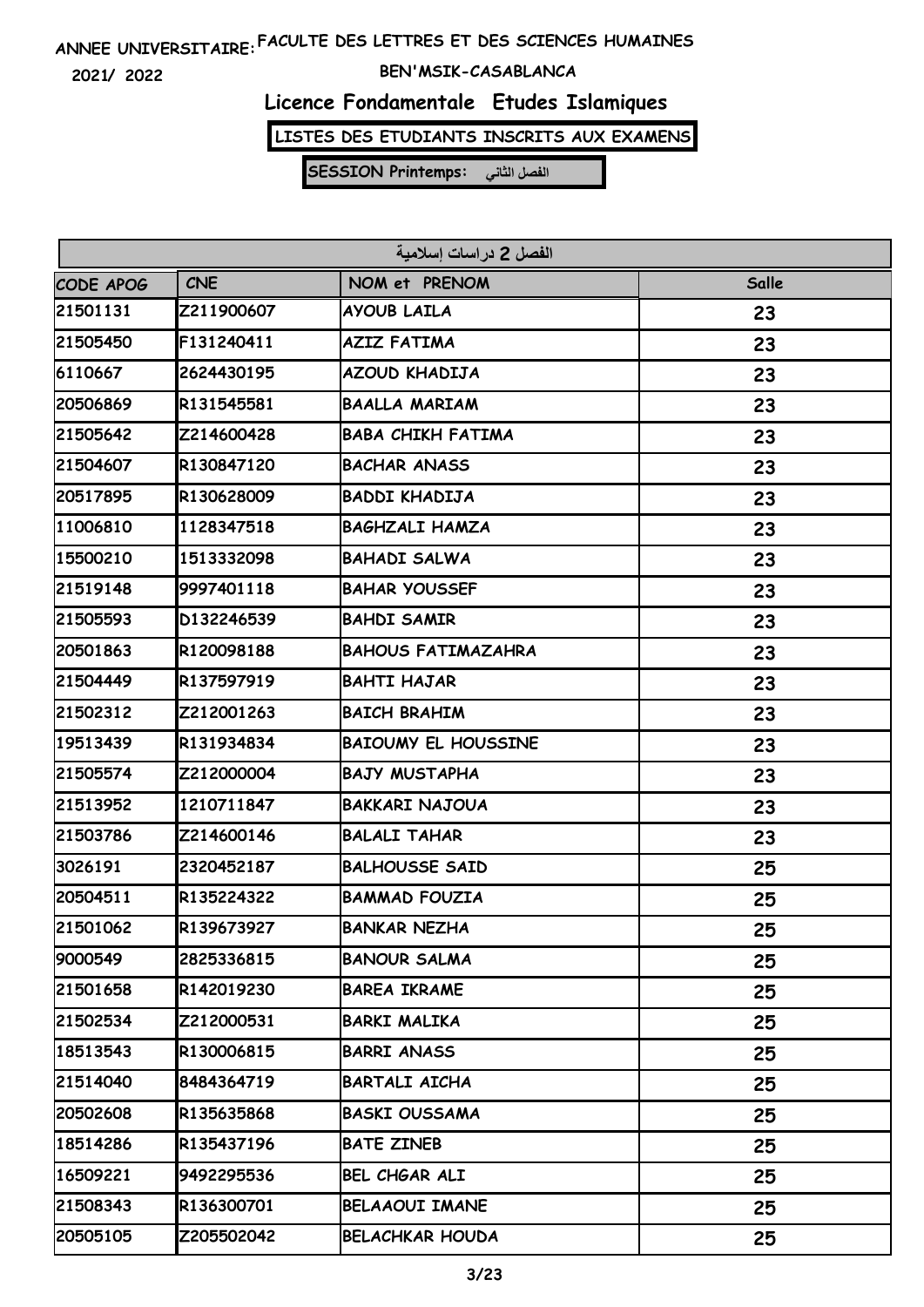ANNEE UNIVERSITAIRE: FACULTE DES LETTRES ET DES SCIENCES HUMAINES

2021/ 2022

BEN'MSIK-CASABLANCA

# Licence Fondamentale Etudes Islamiques

**LISTES DES ETUDIANTS INSCRITS AUX EXAMENS**

**SESSION Printemps: الفصل الثاني**

| الفصل 2 دراسات إسلامية | | | |
|---|---|---|---|
| CODE APOG | CNE | NOM et PRENOM | Salle |
| 21501131 | Z211900607 | AYOUB LAILA | 23 |
| 21505450 | F131240411 | AZIZ FATIMA | 23 |
| 6110667 | 2624430195 | AZOUD KHADIJA | 23 |
| 20506869 | R131545581 | BAALLA MARIAM | 23 |
| 21505642 | Z214600428 | BABA CHIKH FATIMA | 23 |
| 21504607 | R130847120 | BACHAR ANASS | 23 |
| 20517895 | R130628009 | BADDI KHADIJA | 23 |
| 11006810 | 1128347518 | BAGHZALI HAMZA | 23 |
| 15500210 | 1513332098 | BAHADI SALWA | 23 |
| 21519148 | 9997401118 | BAHAR YOUSSEF | 23 |
| 21505593 | D132246539 | BAHDI SAMIR | 23 |
| 20501863 | R120098188 | BAHOUS FATIMAZAHRA | 23 |
| 21504449 | R137597919 | BAHTI HAJAR | 23 |
| 21502312 | Z212001263 | BAICH BRAHIM | 23 |
| 19513439 | R131934834 | BAIOUMY EL HOUSSINE | 23 |
| 21505574 | Z212000004 | BAJY MUSTAPHA | 23 |
| 21513952 | 1210711847 | BAKKARI NAJOUA | 23 |
| 21503786 | Z214600146 | BALALI TAHAR | 23 |
| 3026191 | 2320452187 | BALHOUSSE SAID | 25 |
| 20504511 | R135224322 | BAMMAD FOUZIA | 25 |
| 21501062 | R139673927 | BANKAR NEZHA | 25 |
| 9000549 | 2825336815 | BANOUR SALMA | 25 |
| 21501658 | R142019230 | BAREA IKRAME | 25 |
| 21502534 | Z212000531 | BARKI MALIKA | 25 |
| 18513543 | R130006815 | BARRI ANASS | 25 |
| 21514040 | 8484364719 | BARTALI AICHA | 25 |
| 20502608 | R135635868 | BASKI OUSSAMA | 25 |
| 18514286 | R135437196 | BATE ZINEB | 25 |
| 16509221 | 9492295536 | BEL CHGAR ALI | 25 |
| 21508343 | R136300701 | BELAAOUI IMANE | 25 |
| 20505105 | Z205502042 | BELACHKAR HOUDA | 25 |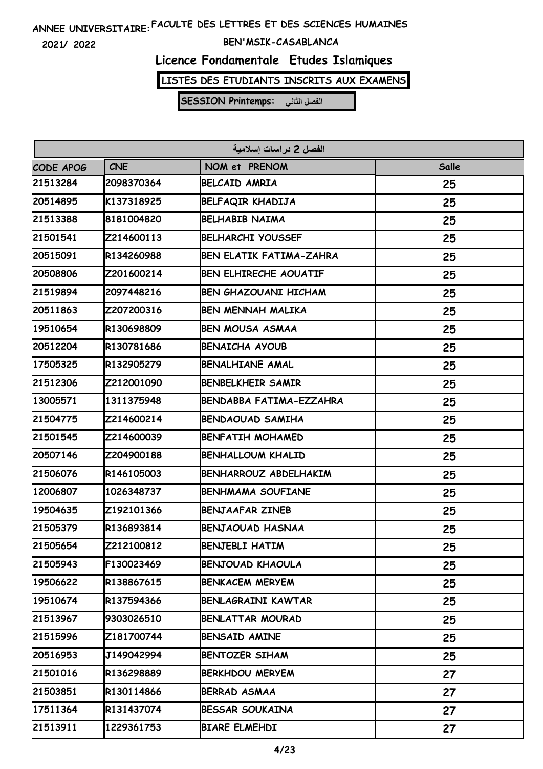ANNEE UNIVERSITAIRE: FACULTE DES LETTRES ET DES SCIENCES HUMAINES

2021/ 2022

BEN'MSIK-CASABLANCA

## Licence Fondamentale Etudes Islamiques

**LISTES DES ETUDIANTS INSCRITS AUX EXAMENS**

**SESSION Printemps: الفصل الثاني**

| الفصل 2 دراسات إسلامية | | | |
|---|---|---|---|
| CODE APOG | CNE | NOM et PRENOM | Salle |
| 21513284 | 2098370364 | BELCAID AMRIA | 25 |
| 20514895 | K137318925 | BELFAQIR KHADIJA | 25 |
| 21513388 | 8181004820 | BELHABIB NAIMA | 25 |
| 21501541 | Z214600113 | BELHARCHI YOUSSEF | 25 |
| 20515091 | R134260988 | BEN ELATIK FATIMA-ZAHRA | 25 |
| 20508806 | Z201600214 | BEN ELHIRECHE AOUATIF | 25 |
| 21519894 | 2097448216 | BEN GHAZOUANI HICHAM | 25 |
| 20511863 | Z207200316 | BEN MENNAH MALIKA | 25 |
| 19510654 | R130698809 | BEN MOUSA ASMAA | 25 |
| 20512204 | R130781686 | BENAICHA AYOUB | 25 |
| 17505325 | R132905279 | BENALHIANE AMAL | 25 |
| 21512306 | Z212001090 | BENBELKHEIR SAMIR | 25 |
| 13005571 | 1311375948 | BENDABBA FATIMA-EZZAHRA | 25 |
| 21504775 | Z214600214 | BENDAOUAD SAMIHA | 25 |
| 21501545 | Z214600039 | BENFATIH MOHAMED | 25 |
| 20507146 | Z204900188 | BENHALLOUM KHALID | 25 |
| 21506076 | R146105003 | BENHARROUZ ABDELHAKIM | 25 |
| 12006807 | 1026348737 | BENHMAMA SOUFIANE | 25 |
| 19504635 | Z192101366 | BENJAAFAR ZINEB | 25 |
| 21505379 | R136893814 | BENJAOUAD HASNAA | 25 |
| 21505654 | Z212100812 | BENJEBLI HATIM | 25 |
| 21505943 | F130023469 | BENJOUAD KHAOULA | 25 |
| 19506622 | R138867615 | BENKACEM MERYEM | 25 |
| 19510674 | R137594366 | BENLAGRAINI KAWTAR | 25 |
| 21513967 | 9303026510 | BENLATTAR MOURAD | 25 |
| 21515996 | Z181700744 | BENSAID AMINE | 25 |
| 20516953 | J149042994 | BENTOZER SIHAM | 25 |
| 21501016 | R136298889 | BERKHDOU MERYEM | 27 |
| 21503851 | R130114866 | BERRAD ASMAA | 27 |
| 17511364 | R131437074 | BESSAR SOUKAINA | 27 |
| 21513911 | 1229361753 | BIARE ELMEHDI | 27 |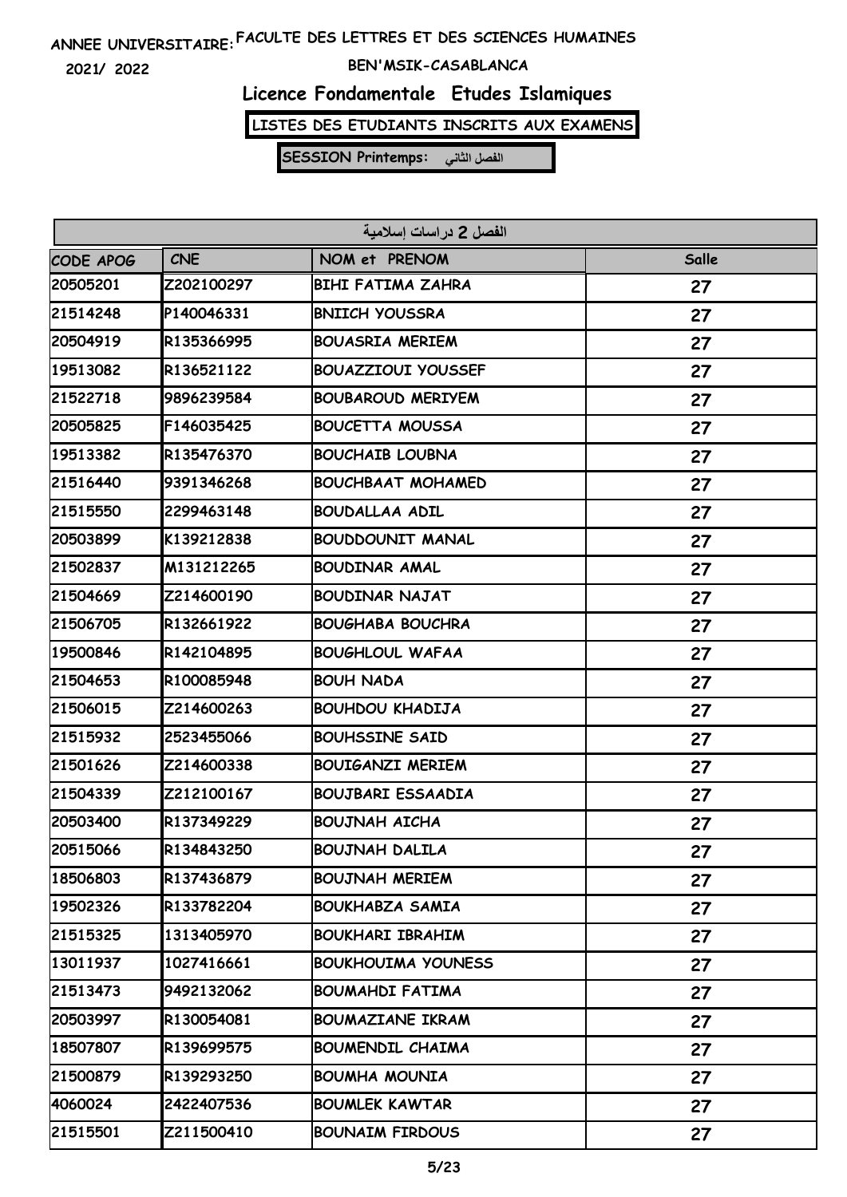ANNEE UNIVERSITAIRE: FACULTE DES LETTRES ET DES SCIENCES HUMAINES

2021/ 2022

BEN'MSIK-CASABLANCA

# Licence Fondamentale Etudes Islamiques

**LISTES DES ETUDIANTS INSCRITS AUX EXAMENS**

**SESSION Printemps: الفصل الثاني**

| الفصل 2 دراسات إسلامية | | | |
|---|---|---|---|
| CODE APOG | CNE | NOM et PRENOM | Salle |
| 20505201 | Z202100297 | BIHI FATIMA ZAHRA | 27 |
| 21514248 | P140046331 | BNIICH YOUSSRA | 27 |
| 20504919 | R135366995 | BOUASRIA MERIEM | 27 |
| 19513082 | R136521122 | BOUAZZIOUI YOUSSEF | 27 |
| 21522718 | 9896239584 | BOUBAROUD MERIYEM | 27 |
| 20505825 | F146035425 | BOUCETTA MOUSSA | 27 |
| 19513382 | R135476370 | BOUCHAIB LOUBNA | 27 |
| 21516440 | 9391346268 | BOUCHBAAT MOHAMED | 27 |
| 21515550 | 2299463148 | BOUDALLAA ADIL | 27 |
| 20503899 | K139212838 | BOUDDOUNIT MANAL | 27 |
| 21502837 | M131212265 | BOUDINAR AMAL | 27 |
| 21504669 | Z214600190 | BOUDINAR NAJAT | 27 |
| 21506705 | R132661922 | BOUGHABA BOUCHRA | 27 |
| 19500846 | R142104895 | BOUGHLOUL WAFAA | 27 |
| 21504653 | R100085948 | BOUH NADA | 27 |
| 21506015 | Z214600263 | BOUHDOU KHADIJA | 27 |
| 21515932 | 2523455066 | BOUHSSINE SAID | 27 |
| 21501626 | Z214600338 | BOUIGANZI MERIEM | 27 |
| 21504339 | Z212100167 | BOUJBARI ESSAADIA | 27 |
| 20503400 | R137349229 | BOUJNAH AICHA | 27 |
| 20515066 | R134843250 | BOUJNAH DALILA | 27 |
| 18506803 | R137436879 | BOUJNAH MERIEM | 27 |
| 19502326 | R133782204 | BOUKHABZA SAMIA | 27 |
| 21515325 | 1313405970 | BOUKHARI IBRAHIM | 27 |
| 13011937 | 1027416661 | BOUKHOUIMA YOUNESS | 27 |
| 21513473 | 9492132062 | BOUMAHDI FATIMA | 27 |
| 20503997 | R130054081 | BOUMAZIANE IKRAM | 27 |
| 18507807 | R139699575 | BOUMENDIL CHAIMA | 27 |
| 21500879 | R139293250 | BOUMHA MOUNIA | 27 |
| 4060024 | 2422407536 | BOUMLEK KAWTAR | 27 |
| 21515501 | Z211500410 | BOUNAIM FIRDOUS | 27 |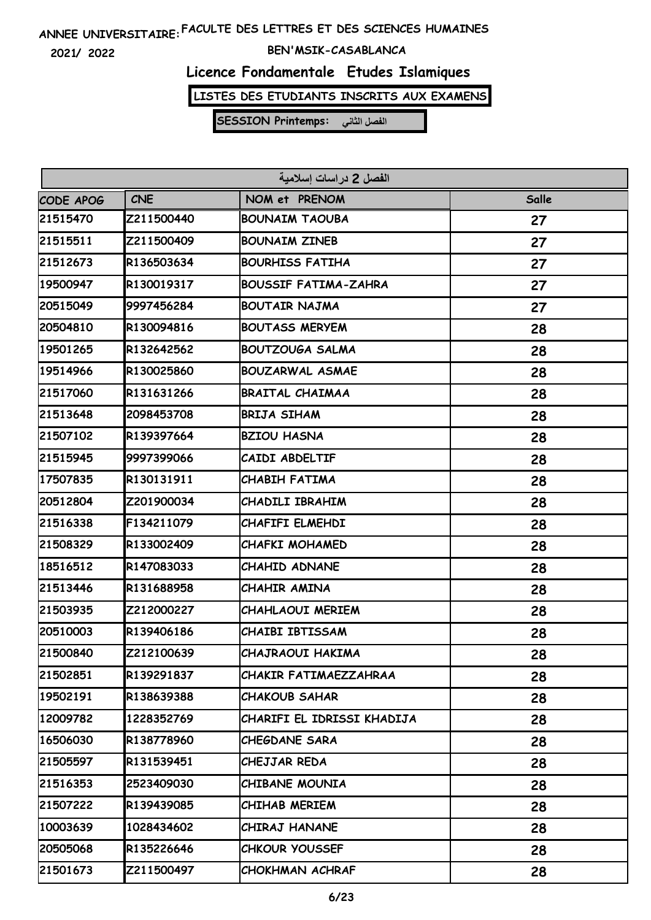ANNEE UNIVERSITAIRE: FACULTE DES LETTRES ET DES SCIENCES HUMAINES

2021/ 2022

BEN'MSIK-CASABLANCA

## Licence Fondamentale Etudes Islamiques

**LISTES DES ETUDIANTS INSCRITS AUX EXAMENS**

**SESSION Printemps: الفصل الثاني**

| الفصل 2 دراسات إسلامية | | | |
|---|---|---|---|
| CODE APOG | CNE | NOM et PRENOM | Salle |
| 21515470 | Z211500440 | BOUNAIM TAOUBA | 27 |
| 21515511 | Z211500409 | BOUNAIM ZINEB | 27 |
| 21512673 | R136503634 | BOURHISS FATIHA | 27 |
| 19500947 | R130019317 | BOUSSIF FATIMA-ZAHRA | 27 |
| 20515049 | 9997456284 | BOUTAIR NAJMA | 27 |
| 20504810 | R130094816 | BOUTASS MERYEM | 28 |
| 19501265 | R132642562 | BOUTZOUGA SALMA | 28 |
| 19514966 | R130025860 | BOUZARWAL ASMAE | 28 |
| 21517060 | R131631266 | BRAITAL CHAIMAA | 28 |
| 21513648 | 2098453708 | BRIJA SIHAM | 28 |
| 21507102 | R139397664 | BZIOU HASNA | 28 |
| 21515945 | 9997399066 | CAIDI ABDELTIF | 28 |
| 17507835 | R130131911 | CHABIH FATIMA | 28 |
| 20512804 | Z201900034 | CHADILI IBRAHIM | 28 |
| 21516338 | F134211079 | CHAFIFI ELMEHDI | 28 |
| 21508329 | R133002409 | CHAFKI MOHAMED | 28 |
| 18516512 | R147083033 | CHAHID ADNANE | 28 |
| 21513446 | R131688958 | CHAHIR AMINA | 28 |
| 21503935 | Z212000227 | CHAHLAOUI MERIEM | 28 |
| 20510003 | R139406186 | CHAIBI IBTISSAM | 28 |
| 21500840 | Z212100639 | CHAJRAOUI HAKIMA | 28 |
| 21502851 | R139291837 | CHAKIR FATIMAEZZAHRAA | 28 |
| 19502191 | R138639388 | CHAKOUB SAHAR | 28 |
| 12009782 | 1228352769 | CHARIFI EL IDRISSI KHADIJA | 28 |
| 16506030 | R138778960 | CHEGDANE SARA | 28 |
| 21505597 | R131539451 | CHEJJAR REDA | 28 |
| 21516353 | 2523409030 | CHIBANE MOUNIA | 28 |
| 21507222 | R139439085 | CHIHAB MERIEM | 28 |
| 10003639 | 1028434602 | CHIRAJ HANANE | 28 |
| 20505068 | R135226646 | CHKOUR YOUSSEF | 28 |
| 21501673 | Z211500497 | CHOKHMAN ACHRAF | 28 |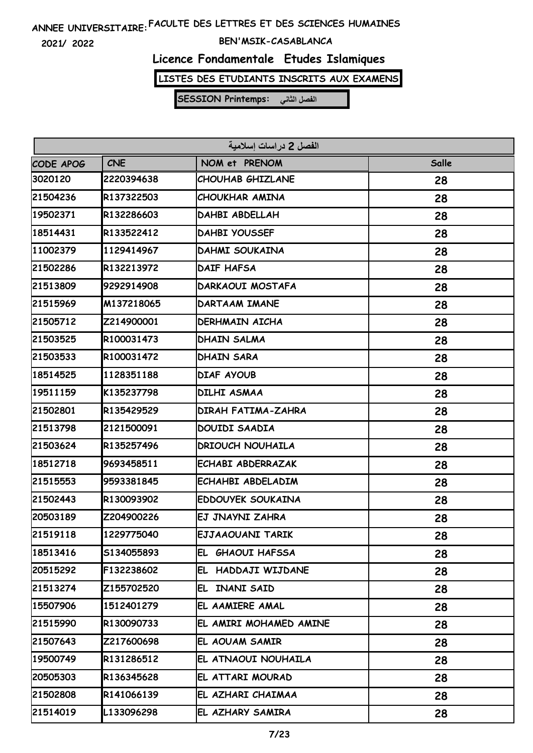ANNEE UNIVERSITAIRE: FACULTE DES LETTRES ET DES SCIENCES HUMAINES

2021/ 2022

BEN'MSIK-CASABLANCA

# Licence Fondamentale Etudes Islamiques

**LISTES DES ETUDIANTS INSCRITS AUX EXAMENS**

**SESSION Printemps: الفصل الثاني**

| الفصل 2 دراسات إسلامية | | | |
|---|---|---|---|
| CODE APOG | CNE | NOM et PRENOM | Salle |
| 3020120 | 2220394638 | CHOUHAB GHIZLANE | 28 |
| 21504236 | R137322503 | CHOUKHAR AMINA | 28 |
| 19502371 | R132286603 | DAHBI ABDELLAH | 28 |
| 18514431 | R133522412 | DAHBI YOUSSEF | 28 |
| 11002379 | 1129414967 | DAHMI SOUKAINA | 28 |
| 21502286 | R132213972 | DAIF HAFSA | 28 |
| 21513809 | 9292914908 | DARKAOUI MOSTAFA | 28 |
| 21515969 | M137218065 | DARTAAM IMANE | 28 |
| 21505712 | Z214900001 | DERHMAIN AICHA | 28 |
| 21503525 | R100031473 | DHAIN SALMA | 28 |
| 21503533 | R100031472 | DHAIN SARA | 28 |
| 18514525 | 1128351188 | DIAF AYOUB | 28 |
| 19511159 | K135237798 | DILHI ASMAA | 28 |
| 21502801 | R135429529 | DIRAH FATIMA-ZAHRA | 28 |
| 21513798 | 2121500091 | DOUIDI SAADIA | 28 |
| 21503624 | R135257496 | DRIOUCH NOUHAILA | 28 |
| 18512718 | 9693458511 | ECHABI ABDERRAZAK | 28 |
| 21515553 | 9593381845 | ECHAHBI ABDELADIM | 28 |
| 21502443 | R130093902 | EDDOUYEK SOUKAINA | 28 |
| 20503189 | Z204900226 | EJ JNAYNI ZAHRA | 28 |
| 21519118 | 1229775040 | EJJAAOUANI TARIK | 28 |
| 18513416 | S134055893 | EL GHAOUI HAFSSA | 28 |
| 20515292 | F132238602 | EL HADDAJI WIJDANE | 28 |
| 21513274 | Z155702520 | EL INANI SAID | 28 |
| 15507906 | 1512401279 | EL AAMIERE AMAL | 28 |
| 21515990 | R130090733 | EL AMIRI MOHAMED AMINE | 28 |
| 21507643 | Z217600698 | EL AOUAM SAMIR | 28 |
| 19500749 | R131286512 | EL ATNAOUI NOUHAILA | 28 |
| 20505303 | R136345628 | EL ATTARI MOURAD | 28 |
| 21502808 | R141066139 | EL AZHARI CHAIMAA | 28 |
| 21514019 | L133096298 | EL AZHARY SAMIRA | 28 |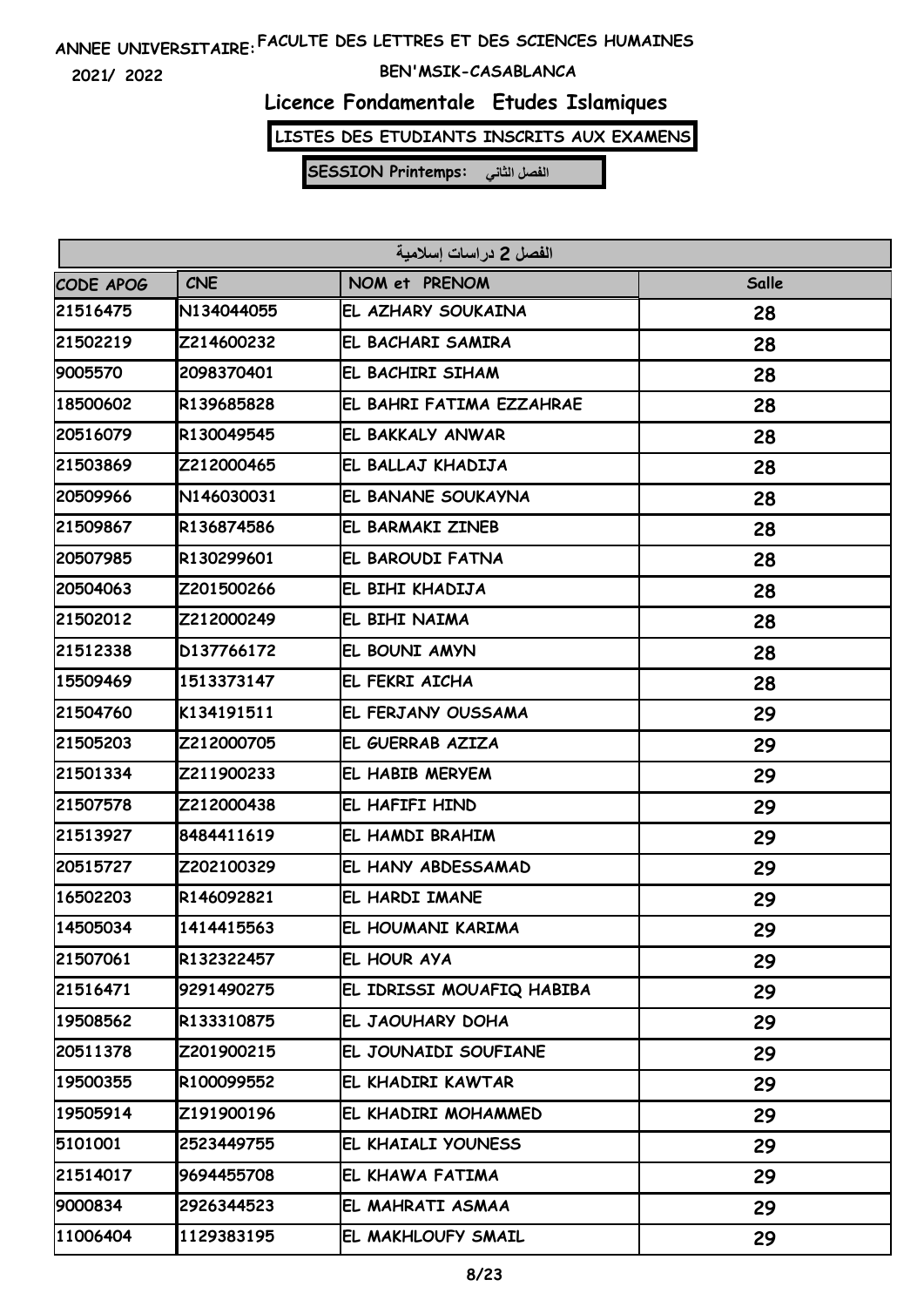ANNEE UNIVERSITAIRE: FACULTE DES LETTRES ET DES SCIENCES HUMAINES

2021/ 2022

BEN'MSIK-CASABLANCA

# Licence Fondamentale Etudes Islamiques

**LISTES DES ETUDIANTS INSCRITS AUX EXAMENS**

**SESSION Printemps: الفصل الثاني**

| الفصل 2 دراسات إسلامية | | | |
|---|---|---|---|
| CODE APOG | CNE | NOM et PRENOM | Salle |
| 21516475 | N134044055 | EL AZHARY SOUKAINA | 28 |
| 21502219 | Z214600232 | EL BACHARI SAMIRA | 28 |
| 9005570 | 2098370401 | EL BACHIRI SIHAM | 28 |
| 18500602 | R139685828 | EL BAHRI FATIMA EZZAHRAE | 28 |
| 20516079 | R130049545 | EL BAKKALY ANWAR | 28 |
| 21503869 | Z212000465 | EL BALLAJ KHADIJA | 28 |
| 20509966 | N146030031 | EL BANANE SOUKAYNA | 28 |
| 21509867 | R136874586 | EL BARMAKI ZINEB | 28 |
| 20507985 | R130299601 | EL BAROUDI FATNA | 28 |
| 20504063 | Z201500266 | EL BIHI KHADIJA | 28 |
| 21502012 | Z212000249 | EL BIHI NAIMA | 28 |
| 21512338 | D137766172 | EL BOUNI AMYN | 28 |
| 15509469 | 1513373147 | EL FEKRI AICHA | 28 |
| 21504760 | K134191511 | EL FERJANY OUSSAMA | 29 |
| 21505203 | Z212000705 | EL GUERRAB AZIZA | 29 |
| 21501334 | Z211900233 | EL HABIB MERYEM | 29 |
| 21507578 | Z212000438 | EL HAFIFI HIND | 29 |
| 21513927 | 8484411619 | EL HAMDI BRAHIM | 29 |
| 20515727 | Z202100329 | EL HANY ABDESSAMAD | 29 |
| 16502203 | R146092821 | EL HARDI IMANE | 29 |
| 14505034 | 1414415563 | EL HOUMANI KARIMA | 29 |
| 21507061 | R132322457 | EL HOUR AYA | 29 |
| 21516471 | 9291490275 | EL IDRISSI MOUAFIQ HABIBA | 29 |
| 19508562 | R133310875 | EL JAOUHARY DOHA | 29 |
| 20511378 | Z201900215 | EL JOUNAIDI SOUFIANE | 29 |
| 19500355 | R100099552 | EL KHADIRI KAWTAR | 29 |
| 19505914 | Z191900196 | EL KHADIRI MOHAMMED | 29 |
| 5101001 | 2523449755 | EL KHAIALI YOUNESS | 29 |
| 21514017 | 9694455708 | EL KHAWA FATIMA | 29 |
| 9000834 | 2926344523 | EL MAHRATI ASMAA | 29 |
| 11006404 | 1129383195 | EL MAKHLOUFY SMAIL | 29 |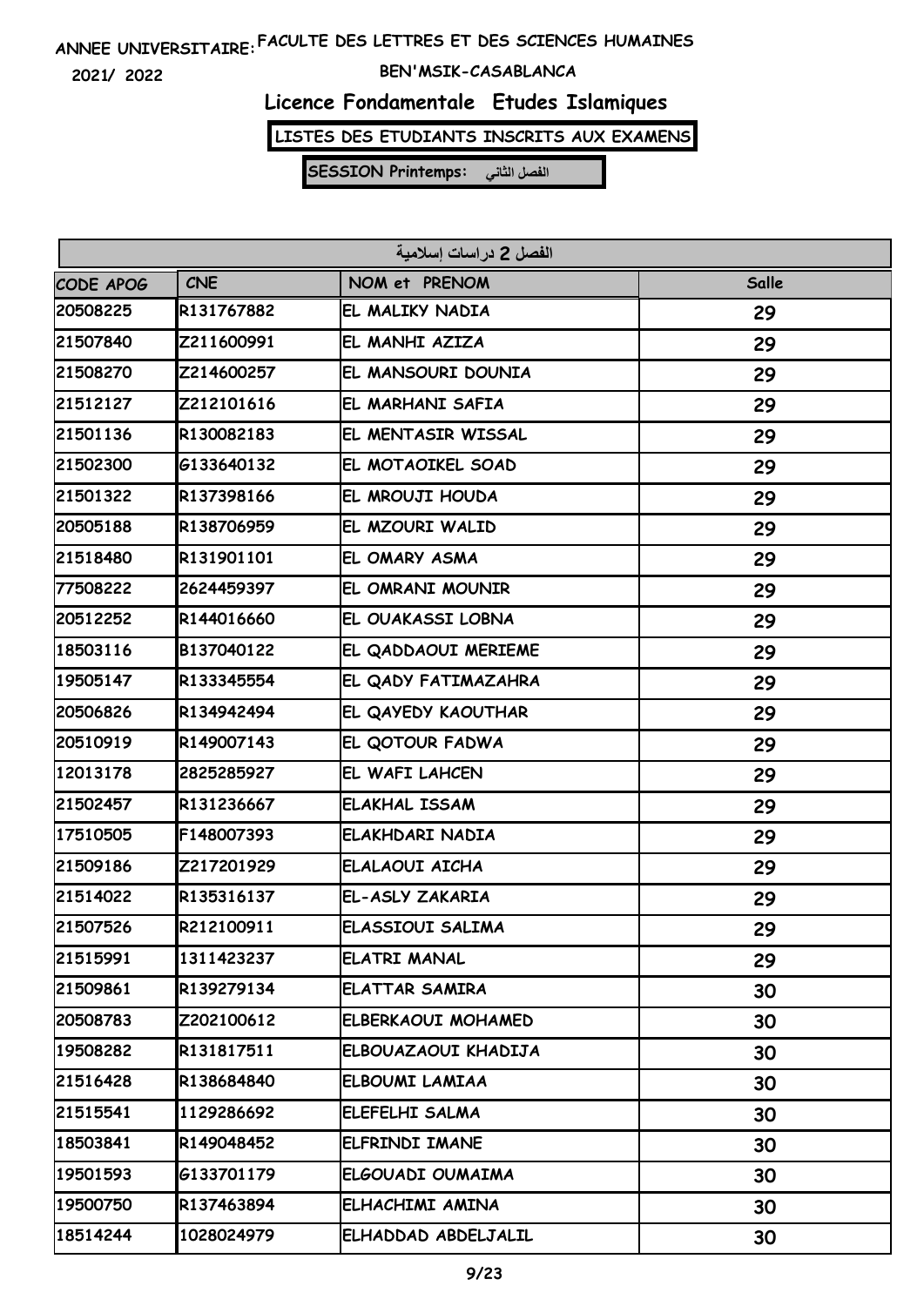ANNEE UNIVERSITAIRE: FACULTE DES LETTRES ET DES SCIENCES HUMAINES

2021/ 2022

BEN'MSIK-CASABLANCA

# Licence Fondamentale Etudes Islamiques

**LISTES DES ETUDIANTS INSCRITS AUX EXAMENS**

**SESSION Printemps: الفصل الثاني**

| الفصل 2 دراسات إسلامية | | | |
|---|---|---|---|
| CODE APOG | CNE | NOM et PRENOM | Salle |
| 20508225 | R131767882 | EL MALIKY NADIA | 29 |
| 21507840 | Z211600991 | EL MANHI AZIZA | 29 |
| 21508270 | Z214600257 | EL MANSOURI DOUNIA | 29 |
| 21512127 | Z212101616 | EL MARHANI SAFIA | 29 |
| 21501136 | R130082183 | EL MENTASIR WISSAL | 29 |
| 21502300 | G133640132 | EL MOTAOIKEL SOAD | 29 |
| 21501322 | R137398166 | EL MROUJI HOUDA | 29 |
| 20505188 | R138706959 | EL MZOURI WALID | 29 |
| 21518480 | R131901101 | EL OMARY ASMA | 29 |
| 77508222 | 2624459397 | EL OMRANI MOUNIR | 29 |
| 20512252 | R144016660 | EL OUAKASSI LOBNA | 29 |
| 18503116 | B137040122 | EL QADDAOUI MERIEME | 29 |
| 19505147 | R133345554 | EL QADY FATIMAZAHRA | 29 |
| 20506826 | R134942494 | EL QAYEDY KAOUTHAR | 29 |
| 20510919 | R149007143 | EL QOTOUR FADWA | 29 |
| 12013178 | 2825285927 | EL WAFI LAHCEN | 29 |
| 21502457 | R131236667 | ELAKHAL ISSAM | 29 |
| 17510505 | F148007393 | ELAKHDARI NADIA | 29 |
| 21509186 | Z217201929 | ELALAOUI AICHA | 29 |
| 21514022 | R135316137 | EL-ASLY ZAKARIA | 29 |
| 21507526 | R212100911 | ELASSIOUI SALIMA | 29 |
| 21515991 | 1311423237 | ELATRI MANAL | 29 |
| 21509861 | R139279134 | ELATTAR SAMIRA | 30 |
| 20508783 | Z202100612 | ELBERKAOUI MOHAMED | 30 |
| 19508282 | R131817511 | ELBOUAZAOUI KHADIJA | 30 |
| 21516428 | R138684840 | ELBOUMI LAMIAA | 30 |
| 21515541 | 1129286692 | ELEFELHI SALMA | 30 |
| 18503841 | R149048452 | ELFRINDI IMANE | 30 |
| 19501593 | G133701179 | ELGOUADI OUMAIMA | 30 |
| 19500750 | R137463894 | ELHACHIMI AMINA | 30 |
| 18514244 | 1028024979 | ELHADDAD ABDELJALIL | 30 |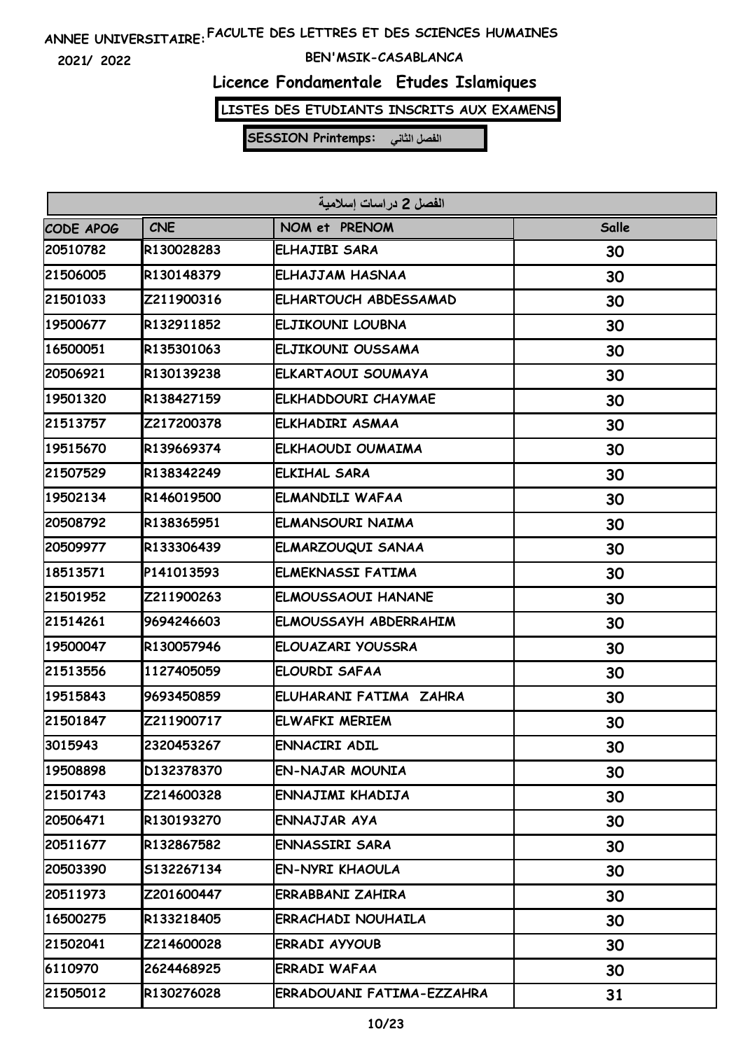ANNEE UNIVERSITAIRE: FACULTE DES LETTRES ET DES SCIENCES HUMAINES

2021/ 2022

BEN'MSIK-CASABLANCA

# Licence Fondamentale Etudes Islamiques

**LISTES DES ETUDIANTS INSCRITS AUX EXAMENS**

**SESSION Printemps: الفصل الثاني**

| الفصل 2 دراسات إسلامية | | | |
|---|---|---|---|
| CODE APOG | CNE | NOM et PRENOM | Salle |
| 20510782 | R130028283 | ELHAJIBI SARA | 30 |
| 21506005 | R130148379 | ELHAJJAM HASNAA | 30 |
| 21501033 | Z211900316 | ELHARTOUCH ABDESSAMAD | 30 |
| 19500677 | R132911852 | ELJIKOUNI LOUBNA | 30 |
| 16500051 | R135301063 | ELJIKOUNI OUSSAMA | 30 |
| 20506921 | R130139238 | ELKARTAOUI SOUMAYA | 30 |
| 19501320 | R138427159 | ELKHADDOURI CHAYMAE | 30 |
| 21513757 | Z217200378 | ELKHADIRI ASMAA | 30 |
| 19515670 | R139669374 | ELKHAOUDI OUMAIMA | 30 |
| 21507529 | R138342249 | ELKIHAL SARA | 30 |
| 19502134 | R146019500 | ELMANDILI WAFAA | 30 |
| 20508792 | R138365951 | ELMANSOURI NAIMA | 30 |
| 20509977 | R133306439 | ELMARZOUQUI SANAA | 30 |
| 18513571 | P141013593 | ELMEKNASSI FATIMA | 30 |
| 21501952 | Z211900263 | ELMOUSSAOUI HANANE | 30 |
| 21514261 | 9694246603 | ELMOUSSAYH ABDERRAHIM | 30 |
| 19500047 | R130057946 | ELOUAZARI YOUSSRA | 30 |
| 21513556 | 1127405059 | ELOURDI SAFAA | 30 |
| 19515843 | 9693450859 | ELUHARANI FATIMA ZAHRA | 30 |
| 21501847 | Z211900717 | ELWAFKI MERIEM | 30 |
| 3015943 | 2320453267 | ENNACIRI ADIL | 30 |
| 19508898 | D132378370 | EN-NAJAR MOUNIA | 30 |
| 21501743 | Z214600328 | ENNAJIMI KHADIJA | 30 |
| 20506471 | R130193270 | ENNAJJAR AYA | 30 |
| 20511677 | R132867582 | ENNASSIRI SARA | 30 |
| 20503390 | S132267134 | EN-NYRI KHAOULA | 30 |
| 20511973 | Z201600447 | ERRABBANI ZAHIRA | 30 |
| 16500275 | R133218405 | ERRACHADI NOUHAILA | 30 |
| 21502041 | Z214600028 | ERRADI AYYOUB | 30 |
| 6110970 | 2624468925 | ERRADI WAFAA | 30 |
| 21505012 | R130276028 | ERRADOUANI FATIMA-EZZAHRA | 31 |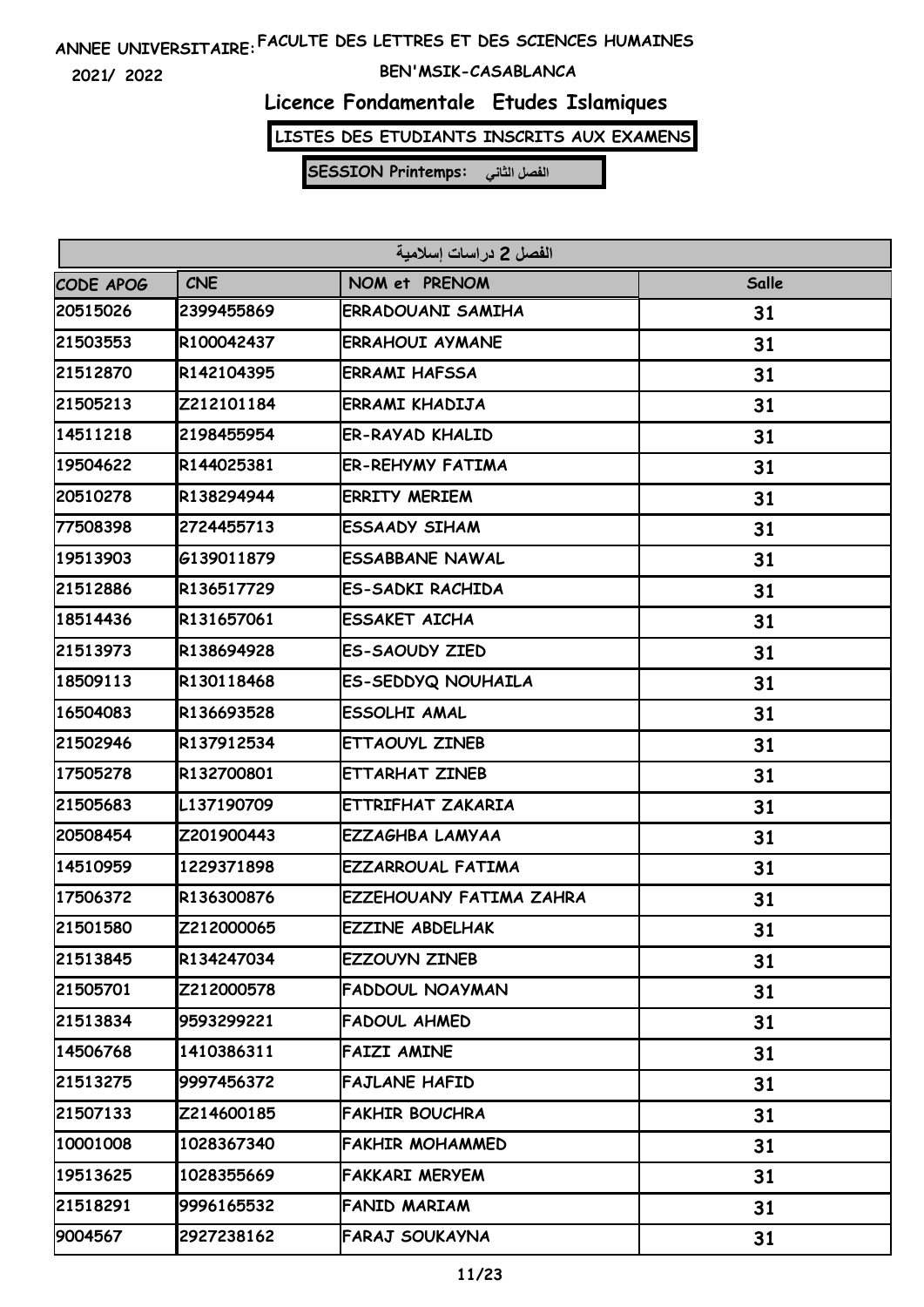ANNEE UNIVERSITAIRE: FACULTE DES LETTRES ET DES SCIENCES HUMAINES

2021/ 2022

BEN'MSIK-CASABLANCA

# Licence Fondamentale Etudes Islamiques

**LISTES DES ETUDIANTS INSCRITS AUX EXAMENS**

**SESSION Printemps: الفصل الثاني**

| الفصل 2 دراسات إسلامية | | | |
|---|---|---|---|
| CODE APOG | CNE | NOM et PRENOM | Salle |
| 20515026 | 2399455869 | ERRADOUANI SAMIHA | 31 |
| 21503553 | R100042437 | ERRAHOUI AYMANE | 31 |
| 21512870 | R142104395 | ERRAMI HAFSSA | 31 |
| 21505213 | Z212101184 | ERRAMI KHADIJA | 31 |
| 14511218 | 2198455954 | ER-RAYAD KHALID | 31 |
| 19504622 | R144025381 | ER-REHYMY FATIMA | 31 |
| 20510278 | R138294944 | ERRITY MERIEM | 31 |
| 77508398 | 2724455713 | ESSAADY SIHAM | 31 |
| 19513903 | G139011879 | ESSABBANE NAWAL | 31 |
| 21512886 | R136517729 | ES-SADKI RACHIDA | 31 |
| 18514436 | R131657061 | ESSAKET AICHA | 31 |
| 21513973 | R138694928 | ES-SAOUDY ZIED | 31 |
| 18509113 | R130118468 | ES-SEDDYQ NOUHAILA | 31 |
| 16504083 | R136693528 | ESSOLHI AMAL | 31 |
| 21502946 | R137912534 | ETTAOUYL ZINEB | 31 |
| 17505278 | R132700801 | ETTARHAT ZINEB | 31 |
| 21505683 | L137190709 | ETTRIFHAT ZAKARIA | 31 |
| 20508454 | Z201900443 | EZZAGHBA LAMYAA | 31 |
| 14510959 | 1229371898 | EZZARROUAL FATIMA | 31 |
| 17506372 | R136300876 | EZZEHOUANY FATIMA ZAHRA | 31 |
| 21501580 | Z212000065 | EZZINE ABDELHAK | 31 |
| 21513845 | R134247034 | EZZOUYN ZINEB | 31 |
| 21505701 | Z212000578 | FADDOUL NOAYMAN | 31 |
| 21513834 | 9593299221 | FADOUL AHMED | 31 |
| 14506768 | 1410386311 | FAIZI AMINE | 31 |
| 21513275 | 9997456372 | FAJLANE HAFID | 31 |
| 21507133 | Z214600185 | FAKHIR BOUCHRA | 31 |
| 10001008 | 1028367340 | FAKHIR MOHAMMED | 31 |
| 19513625 | 1028355669 | FAKKARI MERYEM | 31 |
| 21518291 | 9996165532 | FANID MARIAM | 31 |
| 9004567 | 2927238162 | FARAJ SOUKAYNA | 31 |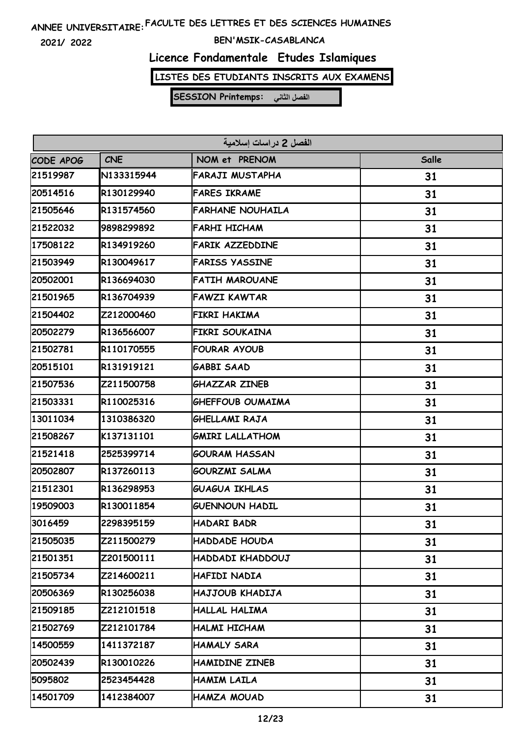ANNEE UNIVERSITAIRE: FACULTE DES LETTRES ET DES SCIENCES HUMAINES

2021/ 2022

BEN'MSIK-CASABLANCA

## Licence Fondamentale Etudes Islamiques

**LISTES DES ETUDIANTS INSCRITS AUX EXAMENS**

**SESSION Printemps: الفصل الثاني**

| الفصل 2 دراسات إسلامية | | | |
|---|---|---|---|
| CODE APOG | CNE | NOM et PRENOM | Salle |
| 21519987 | N133315944 | FARAJI MUSTAPHA | 31 |
| 20514516 | R130129940 | FARES IKRAME | 31 |
| 21505646 | R131574560 | FARHANE NOUHAILA | 31 |
| 21522032 | 9898299892 | FARHI HICHAM | 31 |
| 17508122 | R134919260 | FARIK AZZEDDINE | 31 |
| 21503949 | R130049617 | FARISS YASSINE | 31 |
| 20502001 | R136694030 | FATIH MAROUANE | 31 |
| 21501965 | R136704939 | FAWZI KAWTAR | 31 |
| 21504402 | Z212000460 | FIKRI HAKIMA | 31 |
| 20502279 | R136566007 | FIKRI SOUKAINA | 31 |
| 21502781 | R110170555 | FOURAR AYOUB | 31 |
| 20515101 | R131919121 | GABBI SAAD | 31 |
| 21507536 | Z211500758 | GHAZZAR ZINEB | 31 |
| 21503331 | R110025316 | GHEFFOUB OUMAIMA | 31 |
| 13011034 | 1310386320 | GHELLAMI RAJA | 31 |
| 21508267 | K137131101 | GMIRI LALLATHOM | 31 |
| 21521418 | 2525399714 | GOURAM HASSAN | 31 |
| 20502807 | R137260113 | GOURZMI SALMA | 31 |
| 21512301 | R136298953 | GUAGUA IKHLAS | 31 |
| 19509003 | R130011854 | GUENNOUN HADIL | 31 |
| 3016459 | 2298395159 | HADARI BADR | 31 |
| 21505035 | Z211500279 | HADDADE HOUDA | 31 |
| 21501351 | Z201500111 | HADDADI KHADDOUJ | 31 |
| 21505734 | Z214600211 | HAFIDI NADIA | 31 |
| 20506369 | R130256038 | HAJJOUB KHADIJA | 31 |
| 21509185 | Z212101518 | HALLAL HALIMA | 31 |
| 21502769 | Z212101784 | HALMI HICHAM | 31 |
| 14500559 | 1411372187 | HAMALY SARA | 31 |
| 20502439 | R130010226 | HAMIDINE ZINEB | 31 |
| 5095802 | 2523454428 | HAMIM LAILA | 31 |
| 14501709 | 1412384007 | HAMZA MOUAD | 31 |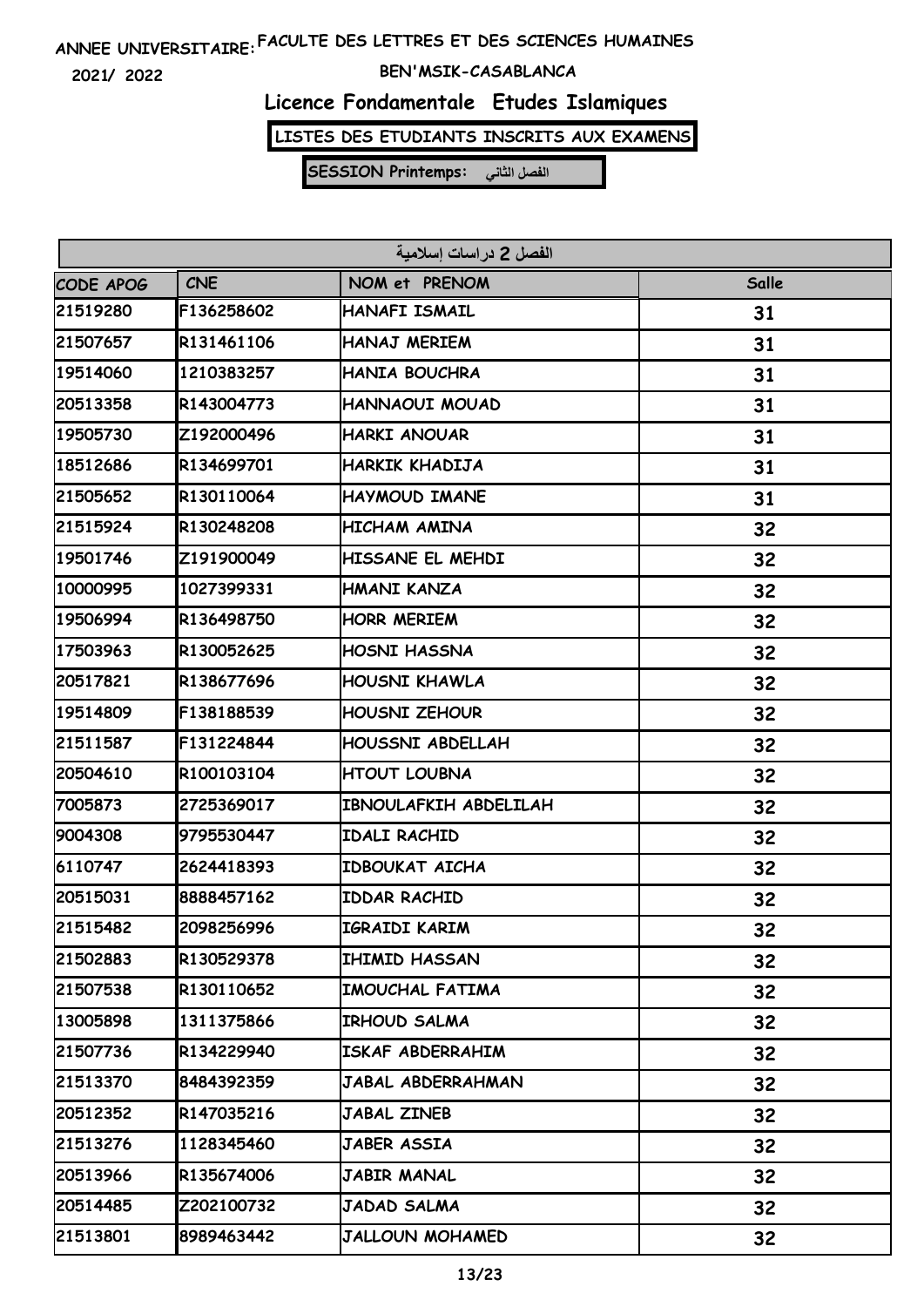ANNEE UNIVERSITAIRE: FACULTE DES LETTRES ET DES SCIENCES HUMAINES

2021/ 2022 BEN'MSIK-CASABLANCA

# Licence Fondamentale Etudes Islamiques

**LISTES DES ETUDIANTS INSCRITS AUX EXAMENS**

**SESSION Printemps: الفصل الثاني**

| الفصل 2 دراسات إسلامية | | | |
|---|---|---|---|
| CODE APOG | CNE | NOM et PRENOM | Salle |
| 21519280 | F136258602 | HANAFI ISMAIL | 31 |
| 21507657 | R131461106 | HANAJ MERIEM | 31 |
| 19514060 | 1210383257 | HANIA BOUCHRA | 31 |
| 20513358 | R143004773 | HANNAOUI MOUAD | 31 |
| 19505730 | Z192000496 | HARKI ANOUAR | 31 |
| 18512686 | R134699701 | HARKIK KHADIJA | 31 |
| 21505652 | R130110064 | HAYMOUD IMANE | 31 |
| 21515924 | R130248208 | HICHAM AMINA | 32 |
| 19501746 | Z191900049 | HISSANE EL MEHDI | 32 |
| 10000995 | 1027399331 | HMANI KANZA | 32 |
| 19506994 | R136498750 | HORR MERIEM | 32 |
| 17503963 | R130052625 | HOSNI HASSNA | 32 |
| 20517821 | R138677696 | HOUSNI KHAWLA | 32 |
| 19514809 | F138188539 | HOUSNI ZEHOUR | 32 |
| 21511587 | F131224844 | HOUSSNI ABDELLAH | 32 |
| 20504610 | R100103104 | HTOUT LOUBNA | 32 |
| 7005873 | 2725369017 | IBNOULAFKIH ABDELILAH | 32 |
| 9004308 | 9795530447 | IDALI RACHID | 32 |
| 6110747 | 2624418393 | IDBOUKAT AICHA | 32 |
| 20515031 | 8888457162 | IDDAR RACHID | 32 |
| 21515482 | 2098256996 | IGRAIDI KARIM | 32 |
| 21502883 | R130529378 | IHIMID HASSAN | 32 |
| 21507538 | R130110652 | IMOUCHAL FATIMA | 32 |
| 13005898 | 1311375866 | IRHOUD SALMA | 32 |
| 21507736 | R134229940 | ISKAF ABDERRAHIM | 32 |
| 21513370 | 8484392359 | JABAL ABDERRAHMAN | 32 |
| 20512352 | R147035216 | JABAL ZINEB | 32 |
| 21513276 | 1128345460 | JABER ASSIA | 32 |
| 20513966 | R135674006 | JABIR MANAL | 32 |
| 20514485 | Z202100732 | JADAD SALMA | 32 |
| 21513801 | 8989463442 | JALLOUN MOHAMED | 32 |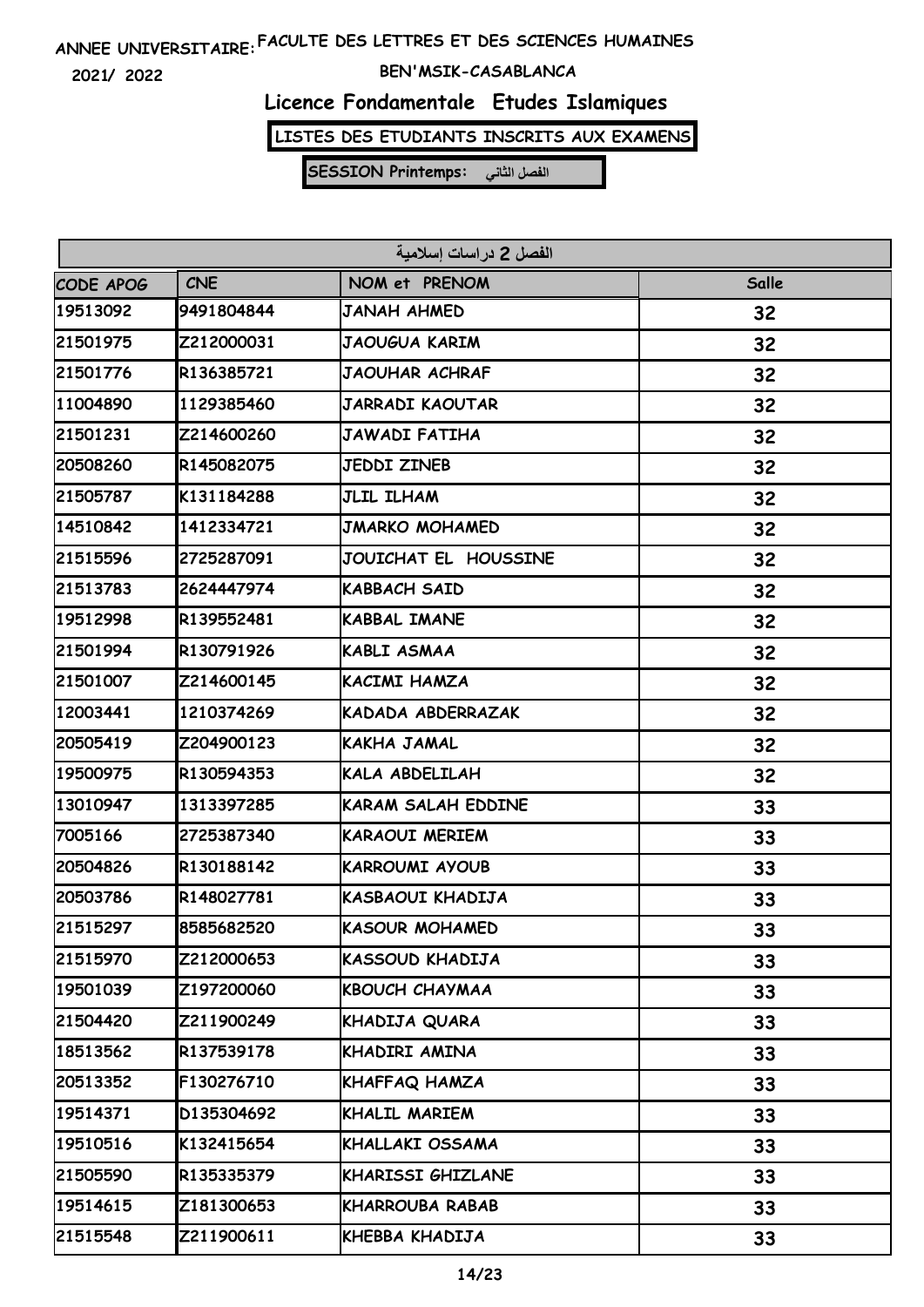ANNEE UNIVERSITAIRE: FACULTE DES LETTRES ET DES SCIENCES HUMAINES

2021/ 2022

BEN'MSIK-CASABLANCA

# Licence Fondamentale Etudes Islamiques

**LISTES DES ETUDIANTS INSCRITS AUX EXAMENS**

**SESSION Printemps: الفصل الثاني**

| الفصل 2 دراسات إسلامية | | | |
|---|---|---|---|
| CODE APOG | CNE | NOM et PRENOM | Salle |
| 19513092 | 9491804844 | JANAH AHMED | 32 |
| 21501975 | Z212000031 | JAOUGUA KARIM | 32 |
| 21501776 | R136385721 | JAOUHAR ACHRAF | 32 |
| 11004890 | 1129385460 | JARRADI KAOUTAR | 32 |
| 21501231 | Z214600260 | JAWADI FATIHA | 32 |
| 20508260 | R145082075 | JEDDI ZINEB | 32 |
| 21505787 | K131184288 | JLIL ILHAM | 32 |
| 14510842 | 1412334721 | JMARKO MOHAMED | 32 |
| 21515596 | 2725287091 | JOUICHAT EL HOUSSINE | 32 |
| 21513783 | 2624447974 | KABBACH SAID | 32 |
| 19512998 | R139552481 | KABBAL IMANE | 32 |
| 21501994 | R130791926 | KABLI ASMAA | 32 |
| 21501007 | Z214600145 | KACIMI HAMZA | 32 |
| 12003441 | 1210374269 | KADADA ABDERRAZAK | 32 |
| 20505419 | Z204900123 | KAKHA JAMAL | 32 |
| 19500975 | R130594353 | KALA ABDELILAH | 32 |
| 13010947 | 1313397285 | KARAM SALAH EDDINE | 33 |
| 7005166 | 2725387340 | KARAOUI MERIEM | 33 |
| 20504826 | R130188142 | KARROUMI AYOUB | 33 |
| 20503786 | R148027781 | KASBAOUI KHADIJA | 33 |
| 21515297 | 8585682520 | KASOUR MOHAMED | 33 |
| 21515970 | Z212000653 | KASSOUD KHADIJA | 33 |
| 19501039 | Z197200060 | KBOUCH CHAYMAA | 33 |
| 21504420 | Z211900249 | KHADIJA QUARA | 33 |
| 18513562 | R137539178 | KHADIRI AMINA | 33 |
| 20513352 | F130276710 | KHAFFAQ HAMZA | 33 |
| 19514371 | D135304692 | KHALIL MARIEM | 33 |
| 19510516 | K132415654 | KHALLAKI OSSAMA | 33 |
| 21505590 | R135335379 | KHARISSI GHIZLANE | 33 |
| 19514615 | Z181300653 | KHARROUBA RABAB | 33 |
| 21515548 | Z211900611 | KHEBBA KHADIJA | 33 |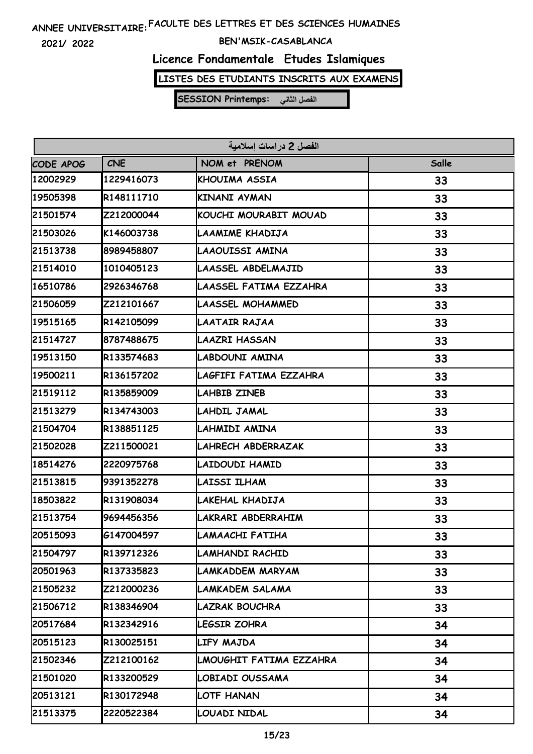ANNEE UNIVERSITAIRE: FACULTE DES LETTRES ET DES SCIENCES HUMAINES

2021/ 2022

BEN'MSIK-CASABLANCA

# Licence Fondamentale Etudes Islamiques

**LISTES DES ETUDIANTS INSCRITS AUX EXAMENS**

**SESSION Printemps: الفصل الثاني**

| الفصل 2 دراسات إسلامية | | | |
|---|---|---|---|
| CODE APOG | CNE | NOM et PRENOM | Salle |
| 12002929 | 1229416073 | KHOUIMA ASSIA | 33 |
| 19505398 | R148111710 | KINANI AYMAN | 33 |
| 21501574 | Z212000044 | KOUCHI MOURABIT MOUAD | 33 |
| 21503026 | K146003738 | LAAMIME KHADIJA | 33 |
| 21513738 | 8989458807 | LAAOUISSI AMINA | 33 |
| 21514010 | 1010405123 | LAASSEL ABDELMAJID | 33 |
| 16510786 | 2926346768 | LAASSEL FATIMA EZZAHRA | 33 |
| 21506059 | Z212101667 | LAASSEL MOHAMMED | 33 |
| 19515165 | R142105099 | LAATAIR RAJAA | 33 |
| 21514727 | 8787488675 | LAAZRI HASSAN | 33 |
| 19513150 | R133574683 | LABDOUNI AMINA | 33 |
| 19500211 | R136157202 | LAGFIFI FATIMA EZZAHRA | 33 |
| 21519112 | R135859009 | LAHBIB ZINEB | 33 |
| 21513279 | R134743003 | LAHDIL JAMAL | 33 |
| 21504704 | R138851125 | LAHMIDI AMINA | 33 |
| 21502028 | Z211500021 | LAHRECH ABDERRAZAK | 33 |
| 18514276 | 2220975768 | LAIDOUDI HAMID | 33 |
| 21513815 | 9391352278 | LAISSI ILHAM | 33 |
| 18503822 | R131908034 | LAKEHAL KHADIJA | 33 |
| 21513754 | 9694456356 | LAKRARI ABDERRAHIM | 33 |
| 20515093 | G147004597 | LAMAACHI FATIHA | 33 |
| 21504797 | R139712326 | LAMHANDI RACHID | 33 |
| 20501963 | R137335823 | LAMKADDEM MARYAM | 33 |
| 21505232 | Z212000236 | LAMKADEM SALAMA | 33 |
| 21506712 | R138346904 | LAZRAK BOUCHRA | 33 |
| 20517684 | R132342916 | LEGSIR ZOHRA | 34 |
| 20515123 | R130025151 | LIFY MAJDA | 34 |
| 21502346 | Z212100162 | LMOUGHIT FATIMA EZZAHRA | 34 |
| 21501020 | R133200529 | LOBIADI OUSSAMA | 34 |
| 20513121 | R130172948 | LOTF HANAN | 34 |
| 21513375 | 2220522384 | LOUADI NIDAL | 34 |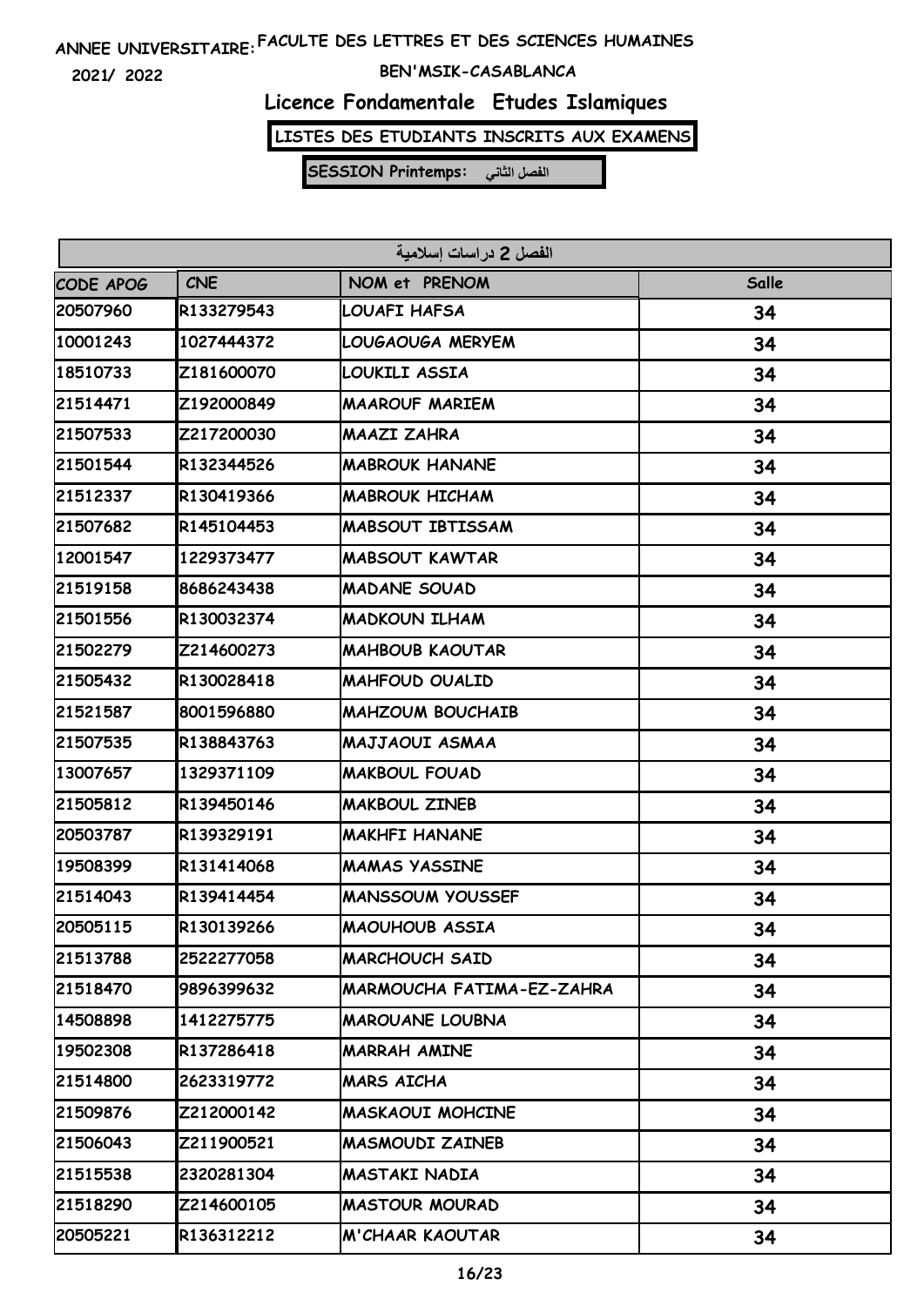ANNEE UNIVERSITAIRE: FACULTE DES LETTRES ET DES SCIENCES HUMAINES

2021/ 2022

BEN'MSIK-CASABLANCA

## Licence Fondamentale Etudes Islamiques

**LISTES DES ETUDIANTS INSCRITS AUX EXAMENS**

**SESSION Printemps: الفصل الثاني**

| الفصل 2 دراسات إسلامية | | | |
|---|---|---|---|
| CODE APOG | CNE | NOM et PRENOM | Salle |
| 20507960 | R133279543 | LOUAFI HAFSA | 34 |
| 10001243 | 1027444372 | LOUGAOUGA MERYEM | 34 |
| 18510733 | Z181600070 | LOUKILI ASSIA | 34 |
| 21514471 | Z192000849 | MAAROUF MARIEM | 34 |
| 21507533 | Z217200030 | MAAZI ZAHRA | 34 |
| 21501544 | R132344526 | MABROUK HANANE | 34 |
| 21512337 | R130419366 | MABROUK HICHAM | 34 |
| 21507682 | R145104453 | MABSOUT IBTISSAM | 34 |
| 12001547 | 1229373477 | MABSOUT KAWTAR | 34 |
| 21519158 | 8686243438 | MADANE SOUAD | 34 |
| 21501556 | R130032374 | MADKOUN ILHAM | 34 |
| 21502279 | Z214600273 | MAHBOUB KAOUTAR | 34 |
| 21505432 | R130028418 | MAHFOUD OUALID | 34 |
| 21521587 | 8001596880 | MAHZOUM BOUCHAIB | 34 |
| 21507535 | R138843763 | MAJJAOUI ASMAA | 34 |
| 13007657 | 1329371109 | MAKBOUL FOUAD | 34 |
| 21505812 | R139450146 | MAKBOUL ZINEB | 34 |
| 20503787 | R139329191 | MAKHFI HANANE | 34 |
| 19508399 | R131414068 | MAMAS YASSINE | 34 |
| 21514043 | R139414454 | MANSSOUM YOUSSEF | 34 |
| 20505115 | R130139266 | MAOUHOUB ASSIA | 34 |
| 21513788 | 2522277058 | MARCHOUCH SAID | 34 |
| 21518470 | 9896399632 | MARMOUCHA FATIMA-EZ-ZAHRA | 34 |
| 14508898 | 1412275775 | MAROUANE LOUBNA | 34 |
| 19502308 | R137286418 | MARRAH AMINE | 34 |
| 21514800 | 2623319772 | MARS AICHA | 34 |
| 21509876 | Z212000142 | MASKAOUI MOHCINE | 34 |
| 21506043 | Z211900521 | MASMOUDI ZAINEB | 34 |
| 21515538 | 2320281304 | MASTAKI NADIA | 34 |
| 21518290 | Z214600105 | MASTOUR MOURAD | 34 |
| 20505221 | R136312212 | M'CHAAR KAOUTAR | 34 |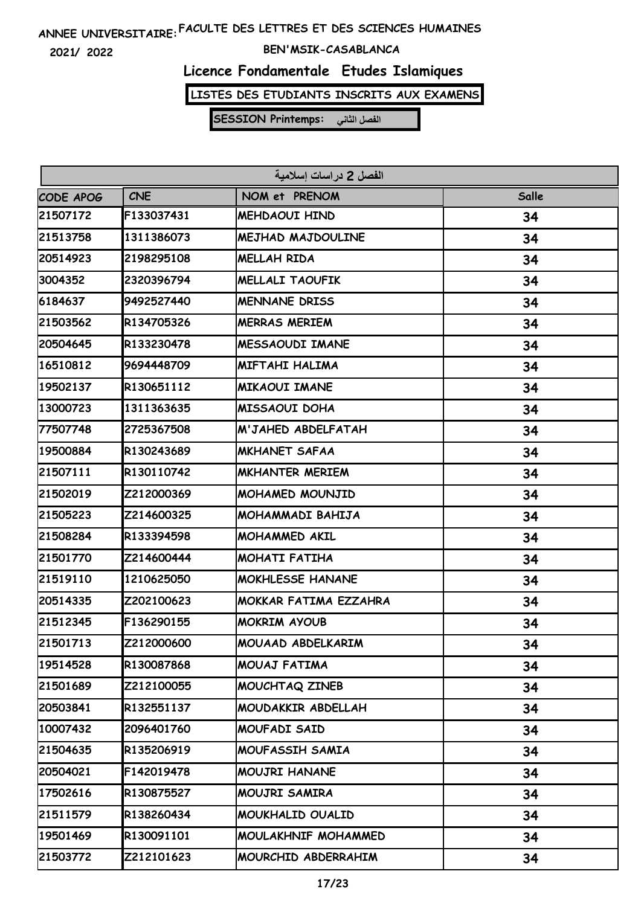ANNEE UNIVERSITAIRE: FACULTE DES LETTRES ET DES SCIENCES HUMAINES

2021/ 2022

BEN'MSIK-CASABLANCA

# Licence Fondamentale Etudes Islamiques

**LISTES DES ETUDIANTS INSCRITS AUX EXAMENS**

**SESSION Printemps: الفصل الثاني**

| الفصل 2 دراسات إسلامية | | | |
|---|---|---|---|
| CODE APOG | CNE | NOM et PRENOM | Salle |
| 21507172 | F133037431 | MEHDAOUI HIND | 34 |
| 21513758 | 1311386073 | MEJHAD MAJDOULINE | 34 |
| 20514923 | 2198295108 | MELLAH RIDA | 34 |
| 3004352 | 2320396794 | MELLALI TAOUFIK | 34 |
| 6184637 | 9492527440 | MENNANE DRISS | 34 |
| 21503562 | R134705326 | MERRAS MERIEM | 34 |
| 20504645 | R133230478 | MESSAOUDI IMANE | 34 |
| 16510812 | 9694448709 | MIFTAHI HALIMA | 34 |
| 19502137 | R130651112 | MIKAOUI IMANE | 34 |
| 13000723 | 1311363635 | MISSAOUI DOHA | 34 |
| 77507748 | 2725367508 | M'JAHED ABDELFATAH | 34 |
| 19500884 | R130243689 | MKHANET SAFAA | 34 |
| 21507111 | R130110742 | MKHANTER MERIEM | 34 |
| 21502019 | Z212000369 | MOHAMED MOUNJID | 34 |
| 21505223 | Z214600325 | MOHAMMADI BAHIJA | 34 |
| 21508284 | R133394598 | MOHAMMED AKIL | 34 |
| 21501770 | Z214600444 | MOHATI FATIHA | 34 |
| 21519110 | 1210625050 | MOKHLESSE HANANE | 34 |
| 20514335 | Z202100623 | MOKKAR FATIMA EZZAHRA | 34 |
| 21512345 | F136290155 | MOKRIM AYOUB | 34 |
| 21501713 | Z212000600 | MOUAAD ABDELKARIM | 34 |
| 19514528 | R130087868 | MOUAJ FATIMA | 34 |
| 21501689 | Z212100055 | MOUCHTAQ ZINEB | 34 |
| 20503841 | R132551137 | MOUDAKKIR ABDELLAH | 34 |
| 10007432 | 2096401760 | MOUFADI SAID | 34 |
| 21504635 | R135206919 | MOUFASSIH SAMIA | 34 |
| 20504021 | F142019478 | MOUJRI HANANE | 34 |
| 17502616 | R130875527 | MOUJRI SAMIRA | 34 |
| 21511579 | R138260434 | MOUKHALID OUALID | 34 |
| 19501469 | R130091101 | MOULAKHNIF MOHAMMED | 34 |
| 21503772 | Z212101623 | MOURCHID ABDERRAHIM | 34 |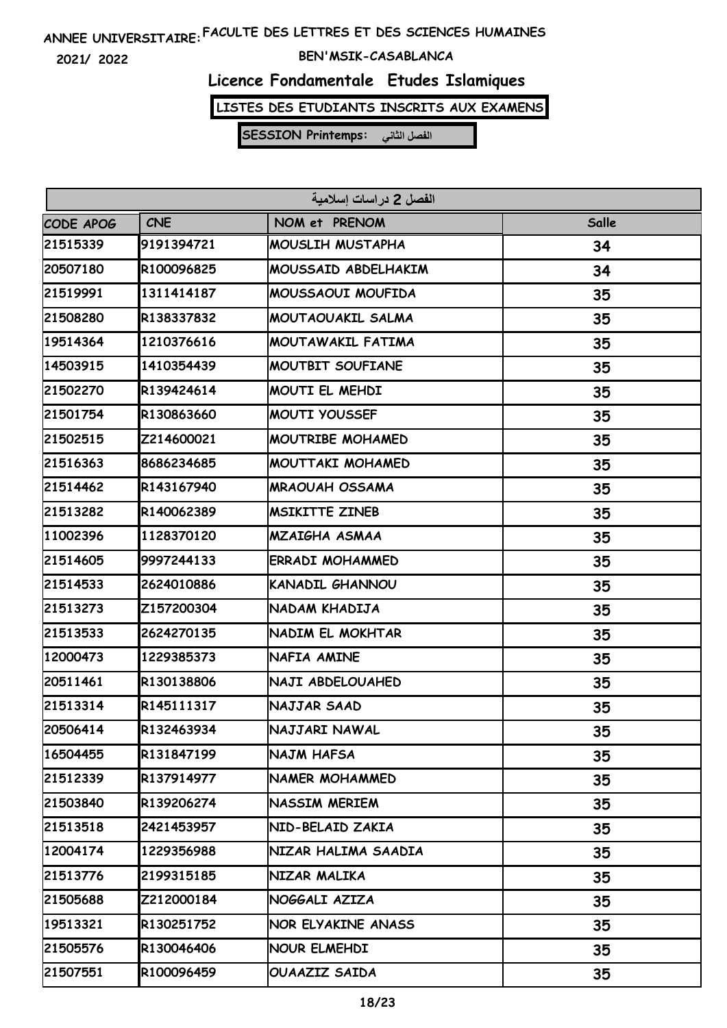ANNEE UNIVERSITAIRE: FACULTE DES LETTRES ET DES SCIENCES HUMAINES

2021/ 2022

BEN'MSIK-CASABLANCA

# Licence Fondamentale Etudes Islamiques

**LISTES DES ETUDIANTS INSCRITS AUX EXAMENS**

**SESSION Printemps: الفصل الثاني**

| الفصل 2 دراسات إسلامية | | | |
|---|---|---|---|
| CODE APOG | CNE | NOM et PRENOM | Salle |
| 21515339 | 9191394721 | MOUSLIH MUSTAPHA | 34 |
| 20507180 | R100096825 | MOUSSAID ABDELHAKIM | 34 |
| 21519991 | 1311414187 | MOUSSAOUI MOUFIDA | 35 |
| 21508280 | R138337832 | MOUTAOUAKIL SALMA | 35 |
| 19514364 | 1210376616 | MOUTAWAKIL FATIMA | 35 |
| 14503915 | 1410354439 | MOUTBIT SOUFIANE | 35 |
| 21502270 | R139424614 | MOUTI EL MEHDI | 35 |
| 21501754 | R130863660 | MOUTI YOUSSEF | 35 |
| 21502515 | Z214600021 | MOUTRIBE MOHAMED | 35 |
| 21516363 | 8686234685 | MOUTTAKI MOHAMED | 35 |
| 21514462 | R143167940 | MRAOUAH OSSAMA | 35 |
| 21513282 | R140062389 | MSIKITTE ZINEB | 35 |
| 11002396 | 1128370120 | MZAIGHA ASMAA | 35 |
| 21514605 | 9997244133 | ERRADI MOHAMMED | 35 |
| 21514533 | 2624010886 | KANADIL GHANNOU | 35 |
| 21513273 | Z157200304 | NADAM KHADIJA | 35 |
| 21513533 | 2624270135 | NADIM EL MOKHTAR | 35 |
| 12000473 | 1229385373 | NAFIA AMINE | 35 |
| 20511461 | R130138806 | NAJI ABDELOUAHED | 35 |
| 21513314 | R145111317 | NAJJAR SAAD | 35 |
| 20506414 | R132463934 | NAJJARI NAWAL | 35 |
| 16504455 | R131847199 | NAJM HAFSA | 35 |
| 21512339 | R137914977 | NAMER MOHAMMED | 35 |
| 21503840 | R139206274 | NASSIM MERIEM | 35 |
| 21513518 | 2421453957 | NID-BELAID ZAKIA | 35 |
| 12004174 | 1229356988 | NIZAR HALIMA SAADIA | 35 |
| 21513776 | 2199315185 | NIZAR MALIKA | 35 |
| 21505688 | Z212000184 | NOGGALI AZIZA | 35 |
| 19513321 | R130251752 | NOR ELYAKINE ANASS | 35 |
| 21505576 | R130046406 | NOUR ELMEHDI | 35 |
| 21507551 | R100096459 | OUAAZIZ SAIDA | 35 |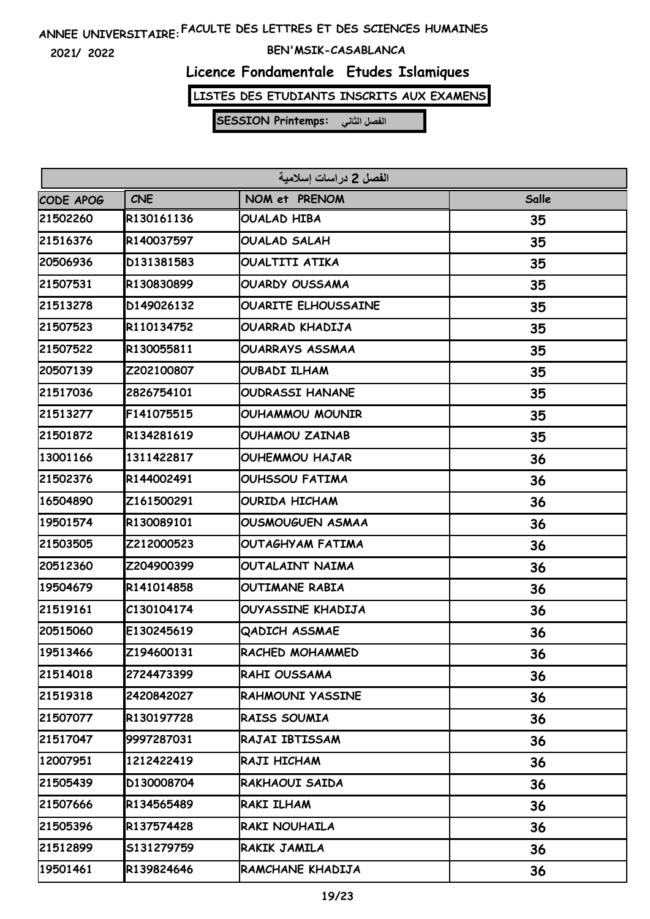ANNEE UNIVERSITAIRE: FACULTE DES LETTRES ET DES SCIENCES HUMAINES

2021/ 2022

BEN'MSIK-CASABLANCA

# Licence Fondamentale Etudes Islamiques

**LISTES DES ETUDIANTS INSCRITS AUX EXAMENS**

**SESSION Printemps: الفصل الثاني**

| الفصل 2 دراسات إسلامية | | | |
|---|---|---|---|
| CODE APOG | CNE | NOM et PRENOM | Salle |
| 21502260 | R130161136 | OUALAD HIBA | 35 |
| 21516376 | R140037597 | OUALAD SALAH | 35 |
| 20506936 | D131381583 | OUALTITI ATIKA | 35 |
| 21507531 | R130830899 | OUARDY OUSSAMA | 35 |
| 21513278 | D149026132 | OUARITE ELHOUSSAINE | 35 |
| 21507523 | R110134752 | OUARRAD KHADIJA | 35 |
| 21507522 | R130055811 | OUARRAYS ASSMAA | 35 |
| 20507139 | Z202100807 | OUBADI ILHAM | 35 |
| 21517036 | 2826754101 | OUDRASSI HANANE | 35 |
| 21513277 | F141075515 | OUHAMMOU MOUNIR | 35 |
| 21501872 | R134281619 | OUHAMOU ZAINAB | 35 |
| 13001166 | 1311422817 | OUHEMMOU HAJAR | 36 |
| 21502376 | R144002491 | OUHSSOU FATIMA | 36 |
| 16504890 | Z161500291 | OURIDA HICHAM | 36 |
| 19501574 | R130089101 | OUSMOUGUEN ASMAA | 36 |
| 21503505 | Z212000523 | OUTAGHYAM FATIMA | 36 |
| 20512360 | Z204900399 | OUTALAINT NAIMA | 36 |
| 19504679 | R141014858 | OUTIMANE RABIA | 36 |
| 21519161 | C130104174 | OUYASSINE KHADIJA | 36 |
| 20515060 | E130245619 | QADICH ASSMAE | 36 |
| 19513466 | Z194600131 | RACHED MOHAMMED | 36 |
| 21514018 | 2724473399 | RAHI OUSSAMA | 36 |
| 21519318 | 2420842027 | RAHMOUNI YASSINE | 36 |
| 21507077 | R130197728 | RAISS SOUMIA | 36 |
| 21517047 | 9997287031 | RAJAI IBTISSAM | 36 |
| 12007951 | 1212422419 | RAJI HICHAM | 36 |
| 21505439 | D130008704 | RAKHAOUI SAIDA | 36 |
| 21507666 | R134565489 | RAKI ILHAM | 36 |
| 21505396 | R137574428 | RAKI NOUHAILA | 36 |
| 21512899 | S131279759 | RAKIK JAMILA | 36 |
| 19501461 | R139824646 | RAMCHANE KHADIJA | 36 |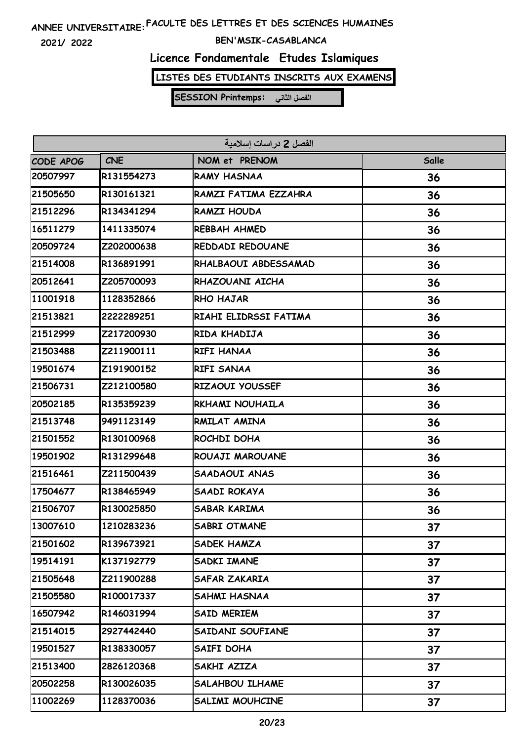ANNEE UNIVERSITAIRE: FACULTE DES LETTRES ET DES SCIENCES HUMAINES

2021/ 2022

BEN'MSIK-CASABLANCA

## Licence Fondamentale Etudes Islamiques

**LISTES DES ETUDIANTS INSCRITS AUX EXAMENS**

**SESSION Printemps: الفصل الثاني**

| الفصل 2 دراسات إسلامية | | | |
|---|---|---|---|
| CODE APOG | CNE | NOM et PRENOM | Salle |
| 20507997 | R131554273 | RAMY HASNAA | 36 |
| 21505650 | R130161321 | RAMZI FATIMA EZZAHRA | 36 |
| 21512296 | R134341294 | RAMZI HOUDA | 36 |
| 16511279 | 1411335074 | REBBAH AHMED | 36 |
| 20509724 | Z202000638 | REDDADI REDOUANE | 36 |
| 21514008 | R136891991 | RHALBAOUI ABDESSAMAD | 36 |
| 20512641 | Z205700093 | RHAZOUANI AICHA | 36 |
| 11001918 | 1128352866 | RHO HAJAR | 36 |
| 21513821 | 2222289251 | RIAHI ELIDRSSI FATIMA | 36 |
| 21512999 | Z217200930 | RIDA KHADIJA | 36 |
| 21503488 | Z211900111 | RIFI HANAA | 36 |
| 19501674 | Z191900152 | RIFI SANAA | 36 |
| 21506731 | Z212100580 | RIZAOUI YOUSSEF | 36 |
| 20502185 | R135359239 | RKHAMI NOUHAILA | 36 |
| 21513748 | 9491123149 | RMILAT AMINA | 36 |
| 21501552 | R130100968 | ROCHDI DOHA | 36 |
| 19501902 | R131299648 | ROUAJI MAROUANE | 36 |
| 21516461 | Z211500439 | SAADAOUI ANAS | 36 |
| 17504677 | R138465949 | SAADI ROKAYA | 36 |
| 21506707 | R130025850 | SABAR KARIMA | 36 |
| 13007610 | 1210283236 | SABRI OTMANE | 37 |
| 21501602 | R139673921 | SADEK HAMZA | 37 |
| 19514191 | K137192779 | SADKI IMANE | 37 |
| 21505648 | Z211900288 | SAFAR ZAKARIA | 37 |
| 21505580 | R100017337 | SAHMI HASNAA | 37 |
| 16507942 | R146031994 | SAID MERIEM | 37 |
| 21514015 | 2927442440 | SAIDANI SOUFIANE | 37 |
| 19501527 | R138330057 | SAIFI DOHA | 37 |
| 21513400 | 2826120368 | SAKHI AZIZA | 37 |
| 20502258 | R130026035 | SALAHBOU ILHAME | 37 |
| 11002269 | 1128370036 | SALIMI MOUHCINE | 37 |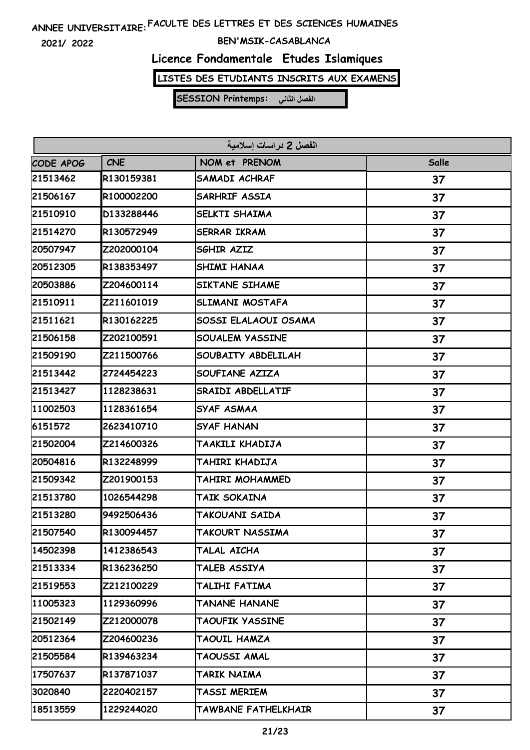ANNEE UNIVERSITAIRE: FACULTE DES LETTRES ET DES SCIENCES HUMAINES

2021/ 2022

BEN'MSIK-CASABLANCA

# Licence Fondamentale Etudes Islamiques

**LISTES DES ETUDIANTS INSCRITS AUX EXAMENS**

**SESSION Printemps: الفصل الثاني**

| الفصل 2 دراسات إسلامية | | | |
|---|---|---|---|
| CODE APOG | CNE | NOM et PRENOM | Salle |
| 21513462 | R130159381 | SAMADI ACHRAF | 37 |
| 21506167 | R100002200 | SARHRIF ASSIA | 37 |
| 21510910 | D133288446 | SELKTI SHAIMA | 37 |
| 21514270 | R130572949 | SERRAR IKRAM | 37 |
| 20507947 | Z202000104 | SGHIR AZIZ | 37 |
| 20512305 | R138353497 | SHIMI HANAA | 37 |
| 20503886 | Z204600114 | SIKTANE SIHAME | 37 |
| 21510911 | Z211601019 | SLIMANI MOSTAFA | 37 |
| 21511621 | R130162225 | SOSSI ELALAOUI OSAMA | 37 |
| 21506158 | Z202100591 | SOUALEM YASSINE | 37 |
| 21509190 | Z211500766 | SOUBAITY ABDELILAH | 37 |
| 21513442 | 2724454223 | SOUFIANE AZIZA | 37 |
| 21513427 | 1128238631 | SRAIDI ABDELLATIF | 37 |
| 11002503 | 1128361654 | SYAF ASMAA | 37 |
| 6151572 | 2623410710 | SYAF HANAN | 37 |
| 21502004 | Z214600326 | TAAKILI KHADIJA | 37 |
| 20504816 | R132248999 | TAHIRI KHADIJA | 37 |
| 21509342 | Z201900153 | TAHIRI MOHAMMED | 37 |
| 21513780 | 1026544298 | TAIK SOKAINA | 37 |
| 21513280 | 9492506436 | TAKOUANI SAIDA | 37 |
| 21507540 | R130094457 | TAKOURT NASSIMA | 37 |
| 14502398 | 1412386543 | TALAL AICHA | 37 |
| 21513334 | R136236250 | TALEB ASSIYA | 37 |
| 21519553 | Z212100229 | TALIHI FATIMA | 37 |
| 11005323 | 1129360996 | TANANE HANANE | 37 |
| 21502149 | Z212000078 | TAOUFIK YASSINE | 37 |
| 20512364 | Z204600236 | TAOUIL HAMZA | 37 |
| 21505584 | R139463234 | TAOUSSI AMAL | 37 |
| 17507637 | R137871037 | TARIK NAIMA | 37 |
| 3020840 | 2220402157 | TASSI MERIEM | 37 |
| 18513559 | 1229244020 | TAWBANE FATHELKHAIR | 37 |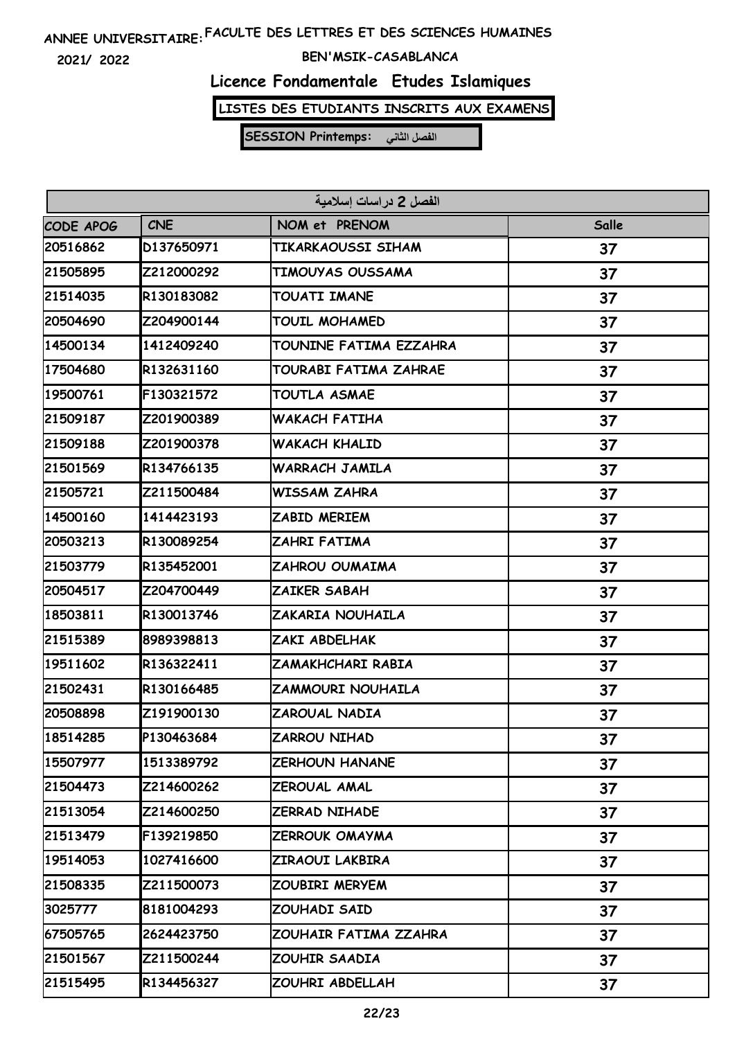ANNEE UNIVERSITAIRE: FACULTE DES LETTRES ET DES SCIENCES HUMAINES

2021/ 2022

BEN'MSIK-CASABLANCA

## Licence Fondamentale Etudes Islamiques

**LISTES DES ETUDIANTS INSCRITS AUX EXAMENS**

**SESSION Printemps: الفصل الثاني**

| الفصل 2 دراسات إسلامية | | | |
|---|---|---|---|
| CODE APOG | CNE | NOM et PRENOM | Salle |
| 20516862 | D137650971 | TIKARKAOUSSI SIHAM | 37 |
| 21505895 | Z212000292 | TIMOUYAS OUSSAMA | 37 |
| 21514035 | R130183082 | TOUATI IMANE | 37 |
| 20504690 | Z204900144 | TOUIL MOHAMED | 37 |
| 14500134 | 1412409240 | TOUNINE FATIMA EZZAHRA | 37 |
| 17504680 | R132631160 | TOURABI FATIMA ZAHRAE | 37 |
| 19500761 | F130321572 | TOUTLA ASMAE | 37 |
| 21509187 | Z201900389 | WAKACH FATIHA | 37 |
| 21509188 | Z201900378 | WAKACH KHALID | 37 |
| 21501569 | R134766135 | WARRACH JAMILA | 37 |
| 21505721 | Z211500484 | WISSAM ZAHRA | 37 |
| 14500160 | 1414423193 | ZABID MERIEM | 37 |
| 20503213 | R130089254 | ZAHRI FATIMA | 37 |
| 21503779 | R135452001 | ZAHROU OUMAIMA | 37 |
| 20504517 | Z204700449 | ZAIKER SABAH | 37 |
| 18503811 | R130013746 | ZAKARIA NOUHAILA | 37 |
| 21515389 | 8989398813 | ZAKI ABDELHAK | 37 |
| 19511602 | R136322411 | ZAMAKHCHARI RABIA | 37 |
| 21502431 | R130166485 | ZAMMOURI NOUHAILA | 37 |
| 20508898 | Z191900130 | ZAROUAL NADIA | 37 |
| 18514285 | P130463684 | ZARROU NIHAD | 37 |
| 15507977 | 1513389792 | ZERHOUN HANANE | 37 |
| 21504473 | Z214600262 | ZEROUAL AMAL | 37 |
| 21513054 | Z214600250 | ZERRAD NIHADE | 37 |
| 21513479 | F139219850 | ZERROUK OMAYMA | 37 |
| 19514053 | 1027416600 | ZIRAOUI LAKBIRA | 37 |
| 21508335 | Z211500073 | ZOUBIRI MERYEM | 37 |
| 3025777 | 8181004293 | ZOUHADI SAID | 37 |
| 67505765 | 2624423750 | ZOUHAIR FATIMA ZZAHRA | 37 |
| 21501567 | Z211500244 | ZOUHIR SAADIA | 37 |
| 21515495 | R134456327 | ZOUHRI ABDELLAH | 37 |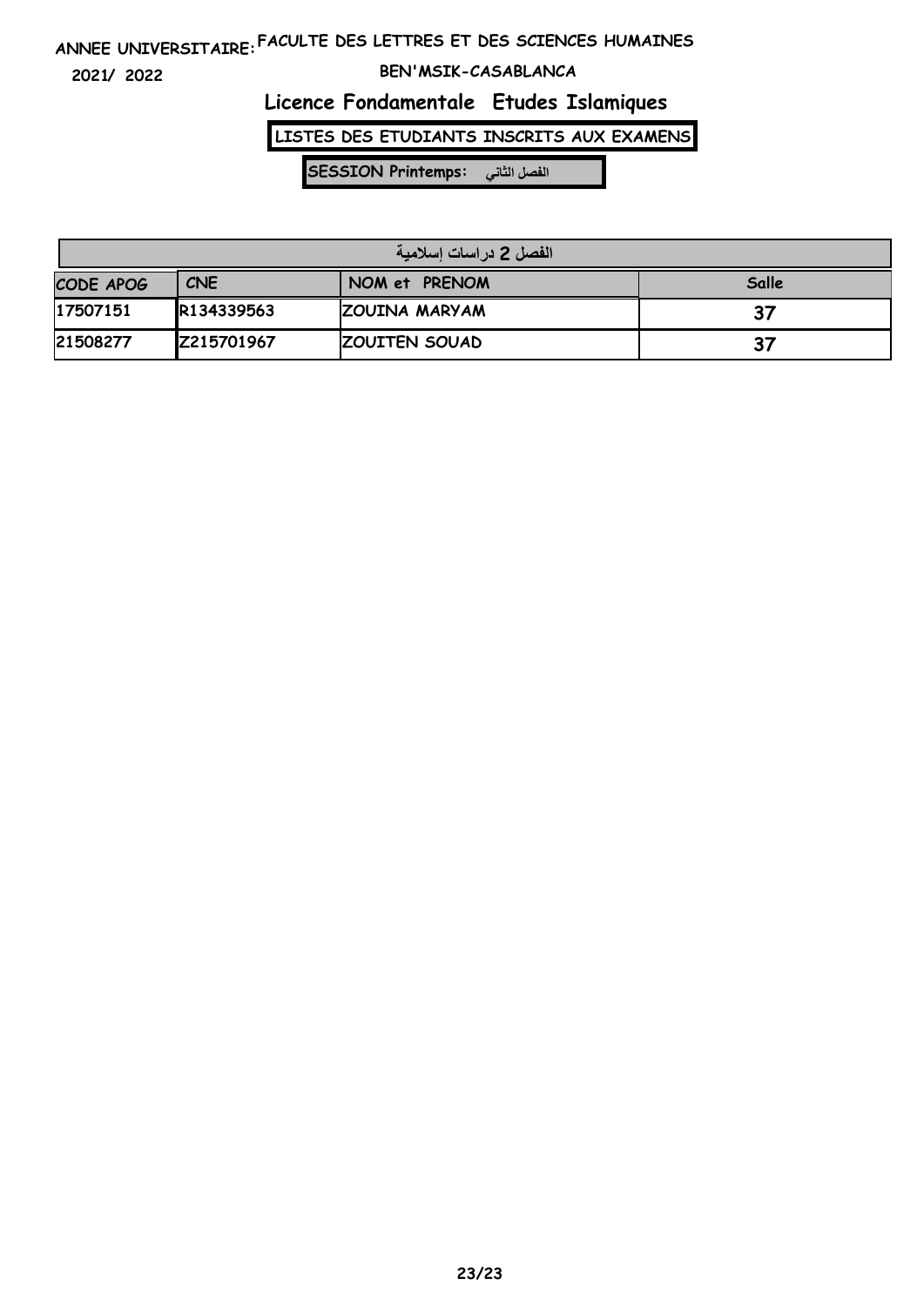ANNEE UNIVERSITAIRE: FACULTE DES LETTRES ET DES SCIENCES HUMAINES

2021/ 2022

BEN'MSIK-CASABLANCA

# Licence Fondamentale Etudes Islamiques

## LISTES DES ETUDIANTS INSCRITS AUX EXAMENS

**SESSION Printemps: الفصل الثاني**

| الفصل 2 دراسات إسلامية | | | |
|---|---|---|---|
| CODE APOG | CNE | NOM et PRENOM | Salle |
| 17507151 | R134339563 | ZOUINA MARYAM | 37 |
| 21508277 | Z215701967 | ZOUITEN SOUAD | 37 |